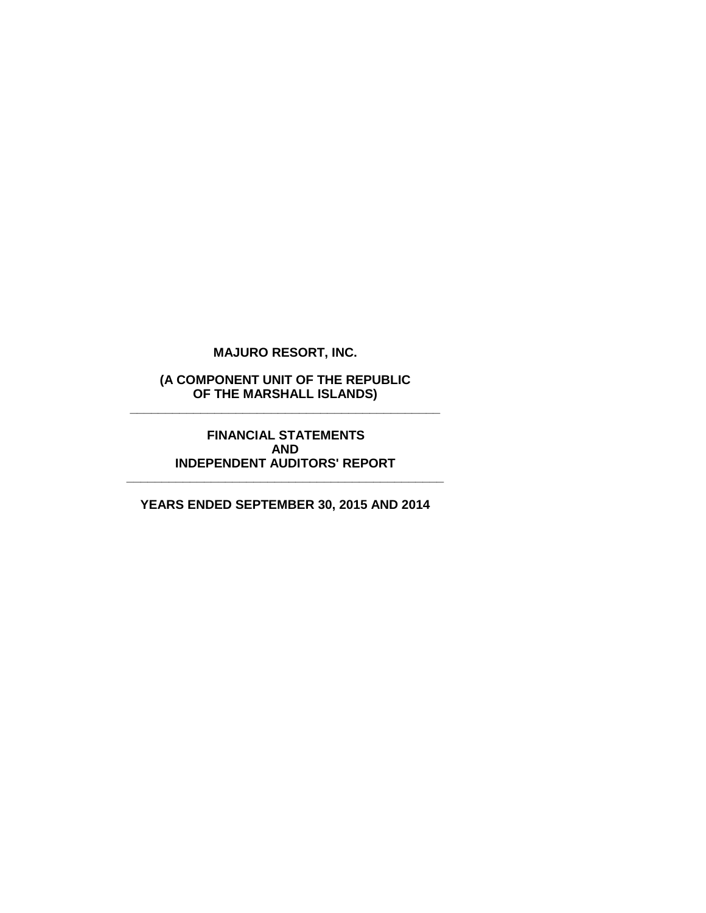# MAJURO RESORT, INC.

**(A COMPONENT UNIT OF THE REPUBLIC OF THE MARSHALL ISLANDS)**

---

**FINANCIAL STATEMENTS AND INDEPENDENT AUDITORS' REPORT**

---

**YEARS ENDED SEPTEMBER 30, 2015 AND 2014**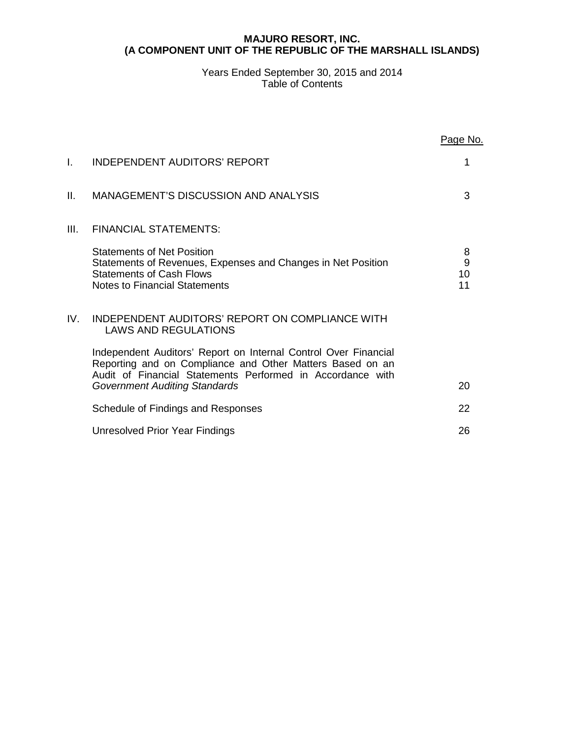**MAJURO RESORT, INC.**
**(A COMPONENT UNIT OF THE REPUBLIC OF THE MARSHALL ISLANDS)**

Years Ended September 30, 2015 and 2014
Table of Contents

| | | Page No. |
|---|---|---|
| I. | INDEPENDENT AUDITORS' REPORT | 1 |
| II. | MANAGEMENT'S DISCUSSION AND ANALYSIS | 3 |
| III. | FINANCIAL STATEMENTS: | |
| | Statements of Net Position | 8 |
| | Statements of Revenues, Expenses and Changes in Net Position | 9 |
| | Statements of Cash Flows | 10 |
| | Notes to Financial Statements | 11 |
| IV. | INDEPENDENT AUDITORS' REPORT ON COMPLIANCE WITH LAWS AND REGULATIONS | |
| | Independent Auditors' Report on Internal Control Over Financial Reporting and on Compliance and Other Matters Based on an Audit of Financial Statements Performed in Accordance with *Government Auditing Standards* | 20 |
| | Schedule of Findings and Responses | 22 |
| | Unresolved Prior Year Findings | 26 |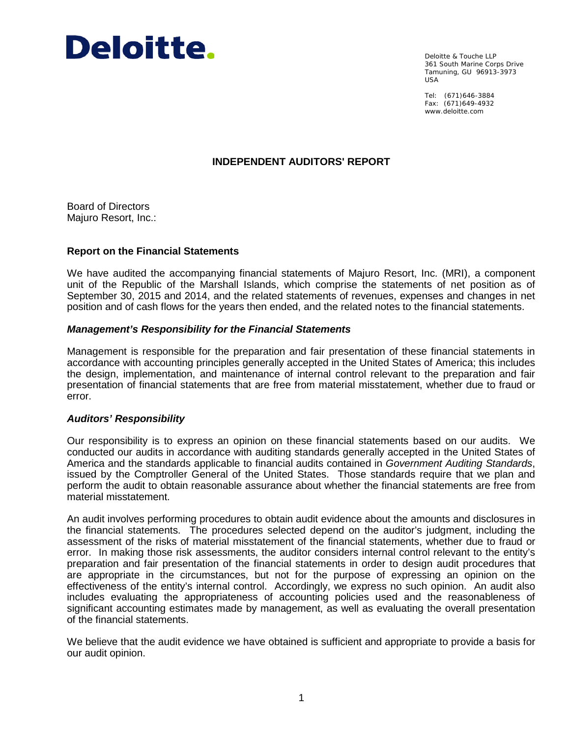Deloitte.

Deloitte & Touche LLP
361 South Marine Corps Drive
Tamuning, GU 96913-3973
USA

Tel: (671)646-3884
Fax: (671)649-4932
www.deloitte.com

## INDEPENDENT AUDITORS' REPORT

Board of Directors
Majuro Resort, Inc.:

### Report on the Financial Statements

We have audited the accompanying financial statements of Majuro Resort, Inc. (MRI), a component unit of the Republic of the Marshall Islands, which comprise the statements of net position as of September 30, 2015 and 2014, and the related statements of revenues, expenses and changes in net position and of cash flows for the years then ended, and the related notes to the financial statements.

#### *Management's Responsibility for the Financial Statements*

Management is responsible for the preparation and fair presentation of these financial statements in accordance with accounting principles generally accepted in the United States of America; this includes the design, implementation, and maintenance of internal control relevant to the preparation and fair presentation of financial statements that are free from material misstatement, whether due to fraud or error.

#### *Auditors' Responsibility*

Our responsibility is to express an opinion on these financial statements based on our audits. We conducted our audits in accordance with auditing standards generally accepted in the United States of America and the standards applicable to financial audits contained in *Government Auditing Standards*, issued by the Comptroller General of the United States. Those standards require that we plan and perform the audit to obtain reasonable assurance about whether the financial statements are free from material misstatement.

An audit involves performing procedures to obtain audit evidence about the amounts and disclosures in the financial statements. The procedures selected depend on the auditor's judgment, including the assessment of the risks of material misstatement of the financial statements, whether due to fraud or error. In making those risk assessments, the auditor considers internal control relevant to the entity's preparation and fair presentation of the financial statements in order to design audit procedures that are appropriate in the circumstances, but not for the purpose of expressing an opinion on the effectiveness of the entity's internal control. Accordingly, we express no such opinion. An audit also includes evaluating the appropriateness of accounting policies used and the reasonableness of significant accounting estimates made by management, as well as evaluating the overall presentation of the financial statements.

We believe that the audit evidence we have obtained is sufficient and appropriate to provide a basis for our audit opinion.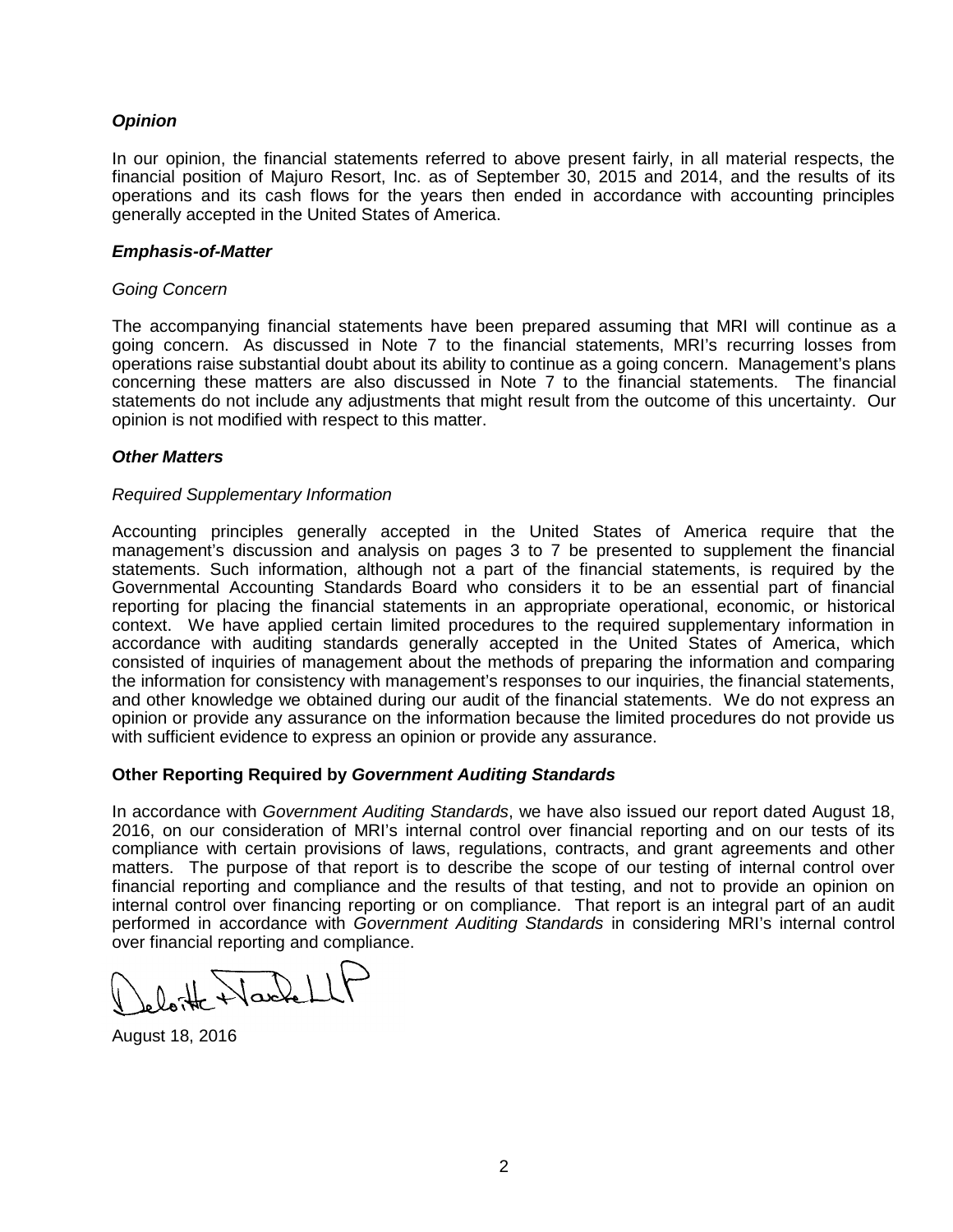***Opinion***

In our opinion, the financial statements referred to above present fairly, in all material respects, the financial position of Majuro Resort, Inc. as of September 30, 2015 and 2014, and the results of its operations and its cash flows for the years then ended in accordance with accounting principles generally accepted in the United States of America.

***Emphasis-of-Matter***

*Going Concern*

The accompanying financial statements have been prepared assuming that MRI will continue as a going concern. As discussed in Note 7 to the financial statements, MRI's recurring losses from operations raise substantial doubt about its ability to continue as a going concern. Management's plans concerning these matters are also discussed in Note 7 to the financial statements. The financial statements do not include any adjustments that might result from the outcome of this uncertainty. Our opinion is not modified with respect to this matter.

***Other Matters***

*Required Supplementary Information*

Accounting principles generally accepted in the United States of America require that the management's discussion and analysis on pages 3 to 7 be presented to supplement the financial statements. Such information, although not a part of the financial statements, is required by the Governmental Accounting Standards Board who considers it to be an essential part of financial reporting for placing the financial statements in an appropriate operational, economic, or historical context. We have applied certain limited procedures to the required supplementary information in accordance with auditing standards generally accepted in the United States of America, which consisted of inquiries of management about the methods of preparing the information and comparing the information for consistency with management's responses to our inquiries, the financial statements, and other knowledge we obtained during our audit of the financial statements. We do not express an opinion or provide any assurance on the information because the limited procedures do not provide us with sufficient evidence to express an opinion or provide any assurance.

**Other Reporting Required by *Government Auditing Standards***

In accordance with *Government Auditing Standards*, we have also issued our report dated August 18, 2016, on our consideration of MRI's internal control over financial reporting and on our tests of its compliance with certain provisions of laws, regulations, contracts, and grant agreements and other matters. The purpose of that report is to describe the scope of our testing of internal control over financial reporting and compliance and the results of that testing, and not to provide an opinion on internal control over financing reporting or on compliance. That report is an integral part of an audit performed in accordance with *Government Auditing Standards* in considering MRI's internal control over financial reporting and compliance.

Deloitte & Touche LLP

August 18, 2016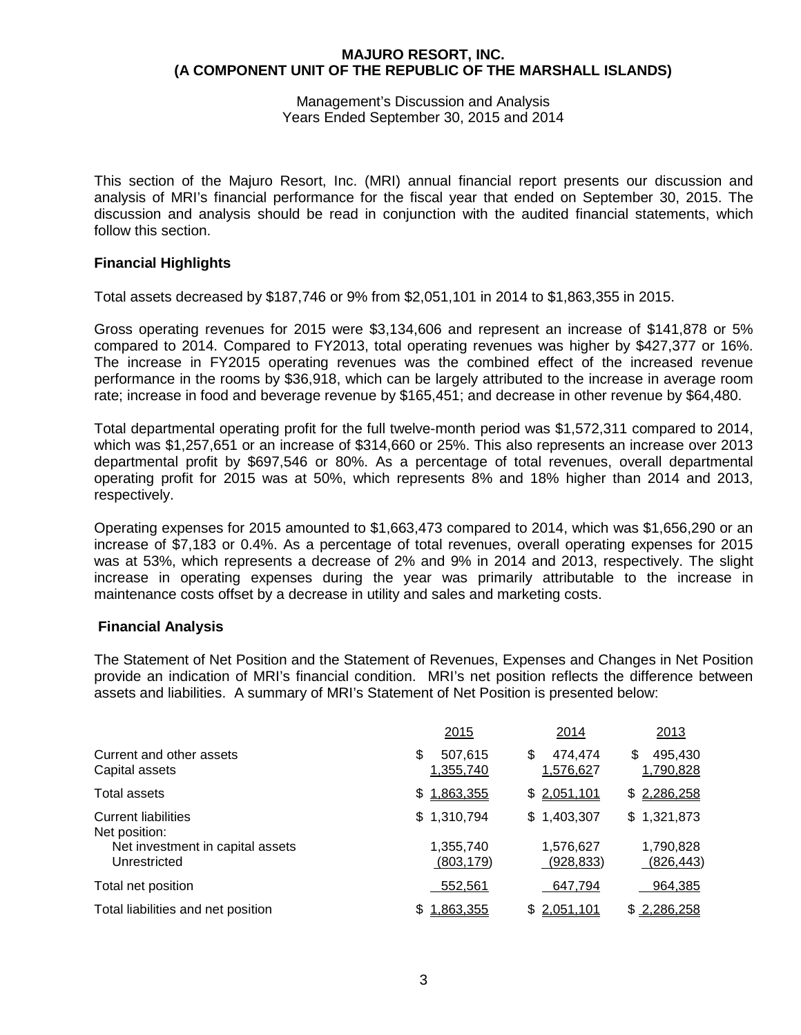**MAJURO RESORT, INC.**
**(A COMPONENT UNIT OF THE REPUBLIC OF THE MARSHALL ISLANDS)**

Management's Discussion and Analysis
Years Ended September 30, 2015 and 2014

This section of the Majuro Resort, Inc. (MRI) annual financial report presents our discussion and analysis of MRI's financial performance for the fiscal year that ended on September 30, 2015. The discussion and analysis should be read in conjunction with the audited financial statements, which follow this section.

## Financial Highlights

Total assets decreased by $187,746 or 9% from $2,051,101 in 2014 to $1,863,355 in 2015.

Gross operating revenues for 2015 were $3,134,606 and represent an increase of $141,878 or 5% compared to 2014. Compared to FY2013, total operating revenues was higher by $427,377 or 16%. The increase in FY2015 operating revenues was the combined effect of the increased revenue performance in the rooms by $36,918, which can be largely attributed to the increase in average room rate; increase in food and beverage revenue by $165,451; and decrease in other revenue by $64,480.

Total departmental operating profit for the full twelve-month period was $1,572,311 compared to 2014, which was $1,257,651 or an increase of $314,660 or 25%. This also represents an increase over 2013 departmental profit by $697,546 or 80%. As a percentage of total revenues, overall departmental operating profit for 2015 was at 50%, which represents 8% and 18% higher than 2014 and 2013, respectively.

Operating expenses for 2015 amounted to $1,663,473 compared to 2014, which was $1,656,290 or an increase of $7,183 or 0.4%. As a percentage of total revenues, overall operating expenses for 2015 was at 53%, which represents a decrease of 2% and 9% in 2014 and 2013, respectively. The slight increase in operating expenses during the year was primarily attributable to the increase in maintenance costs offset by a decrease in utility and sales and marketing costs.

## Financial Analysis

The Statement of Net Position and the Statement of Revenues, Expenses and Changes in Net Position provide an indication of MRI's financial condition. MRI's net position reflects the difference between assets and liabilities. A summary of MRI's Statement of Net Position is presented below:

| | 2015 | 2014 | 2013 |
|---|---|---|---|
| Current and other assets | $ 507,615 | $ 474,474 | $ 495,430 |
| Capital assets | 1,355,740 | 1,576,627 | 1,790,828 |
| Total assets | $ 1,863,355 | $ 2,051,101 | $ 2,286,258 |
| Current liabilities | $ 1,310,794 | $ 1,403,307 | $ 1,321,873 |
| Net position: | | | |
| Net investment in capital assets | 1,355,740 | 1,576,627 | 1,790,828 |
| Unrestricted | (803,179) | (928,833) | (826,443) |
| Total net position | 552,561 | 647,794 | 964,385 |
| Total liabilities and net position | $ 1,863,355 | $ 2,051,101 | $ 2,286,258 |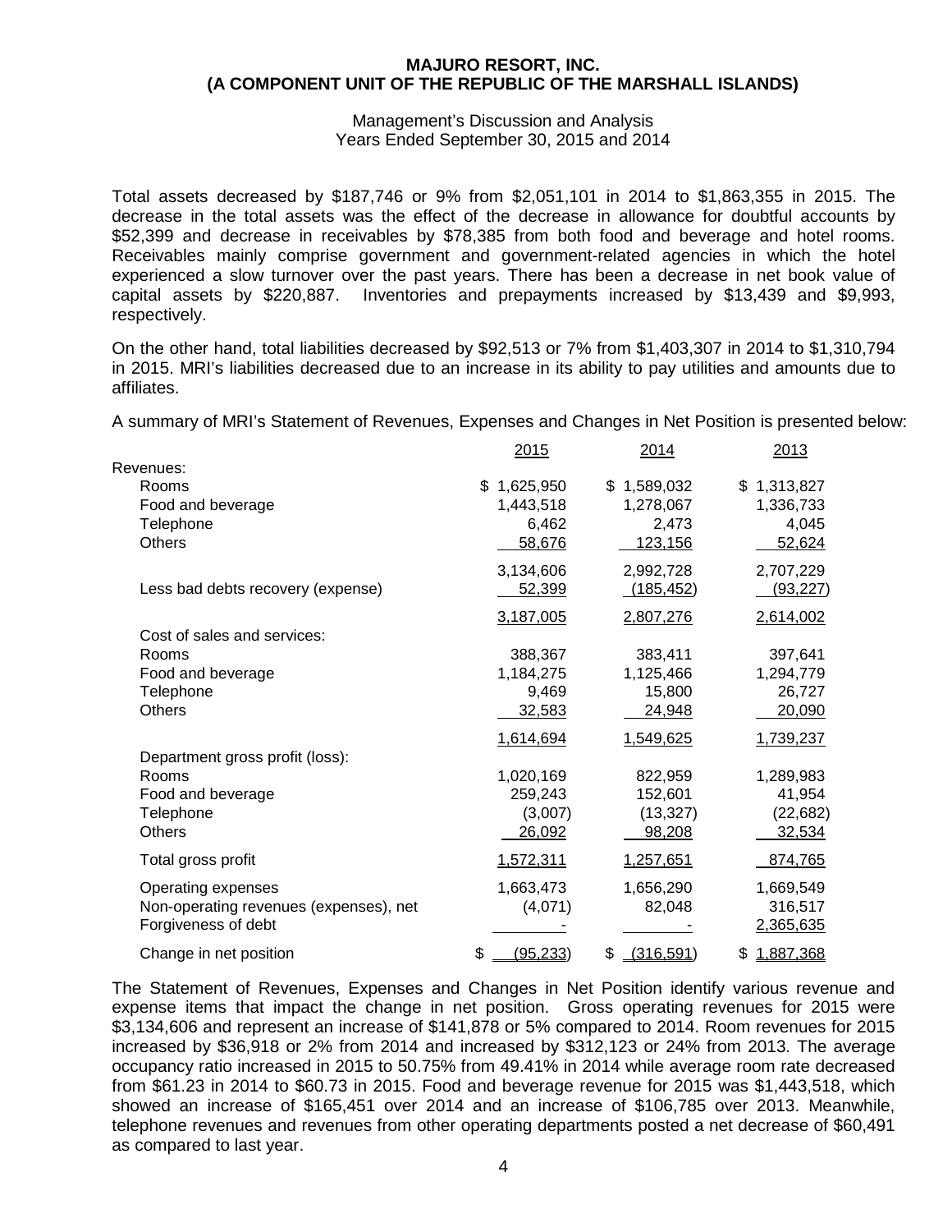**MAJURO RESORT, INC.**
**(A COMPONENT UNIT OF THE REPUBLIC OF THE MARSHALL ISLANDS)**

Management's Discussion and Analysis
Years Ended September 30, 2015 and 2014

Total assets decreased by $187,746 or 9% from $2,051,101 in 2014 to $1,863,355 in 2015. The decrease in the total assets was the effect of the decrease in allowance for doubtful accounts by $52,399 and decrease in receivables by $78,385 from both food and beverage and hotel rooms. Receivables mainly comprise government and government-related agencies in which the hotel experienced a slow turnover over the past years. There has been a decrease in net book value of capital assets by $220,887. Inventories and prepayments increased by $13,439 and $9,993, respectively.

On the other hand, total liabilities decreased by $92,513 or 7% from $1,403,307 in 2014 to $1,310,794 in 2015. MRI's liabilities decreased due to an increase in its ability to pay utilities and amounts due to affiliates.

A summary of MRI's Statement of Revenues, Expenses and Changes in Net Position is presented below:

| | 2015 | 2014 | 2013 |
|---|---|---|---|
| Revenues: | | | |
| Rooms | $ 1,625,950 | $ 1,589,032 | $ 1,313,827 |
| Food and beverage | 1,443,518 | 1,278,067 | 1,336,733 |
| Telephone | 6,462 | 2,473 | 4,045 |
| Others | 58,676 | 123,156 | 52,624 |
| | 3,134,606 | 2,992,728 | 2,707,229 |
| Less bad debts recovery (expense) | 52,399 | (185,452) | (93,227) |
| | 3,187,005 | 2,807,276 | 2,614,002 |
| Cost of sales and services: | | | |
| Rooms | 388,367 | 383,411 | 397,641 |
| Food and beverage | 1,184,275 | 1,125,466 | 1,294,779 |
| Telephone | 9,469 | 15,800 | 26,727 |
| Others | 32,583 | 24,948 | 20,090 |
| | 1,614,694 | 1,549,625 | 1,739,237 |
| Department gross profit (loss): | | | |
| Rooms | 1,020,169 | 822,959 | 1,289,983 |
| Food and beverage | 259,243 | 152,601 | 41,954 |
| Telephone | (3,007) | (13,327) | (22,682) |
| Others | 26,092 | 98,208 | 32,534 |
| Total gross profit | 1,572,311 | 1,257,651 | 874,765 |
| Operating expenses | 1,663,473 | 1,656,290 | 1,669,549 |
| Non-operating revenues (expenses), net | (4,071) | 82,048 | 316,517 |
| Forgiveness of debt | - | - | 2,365,635 |
| Change in net position | $ (95,233) | $ (316,591) | $ 1,887,368 |

The Statement of Revenues, Expenses and Changes in Net Position identify various revenue and expense items that impact the change in net position. Gross operating revenues for 2015 were $3,134,606 and represent an increase of $141,878 or 5% compared to 2014. Room revenues for 2015 increased by $36,918 or 2% from 2014 and increased by $312,123 or 24% from 2013. The average occupancy ratio increased in 2015 to 50.75% from 49.41% in 2014 while average room rate decreased from $61.23 in 2014 to $60.73 in 2015. Food and beverage revenue for 2015 was $1,443,518, which showed an increase of $165,451 over 2014 and an increase of $106,785 over 2013. Meanwhile, telephone revenues and revenues from other operating departments posted a net decrease of $60,491 as compared to last year.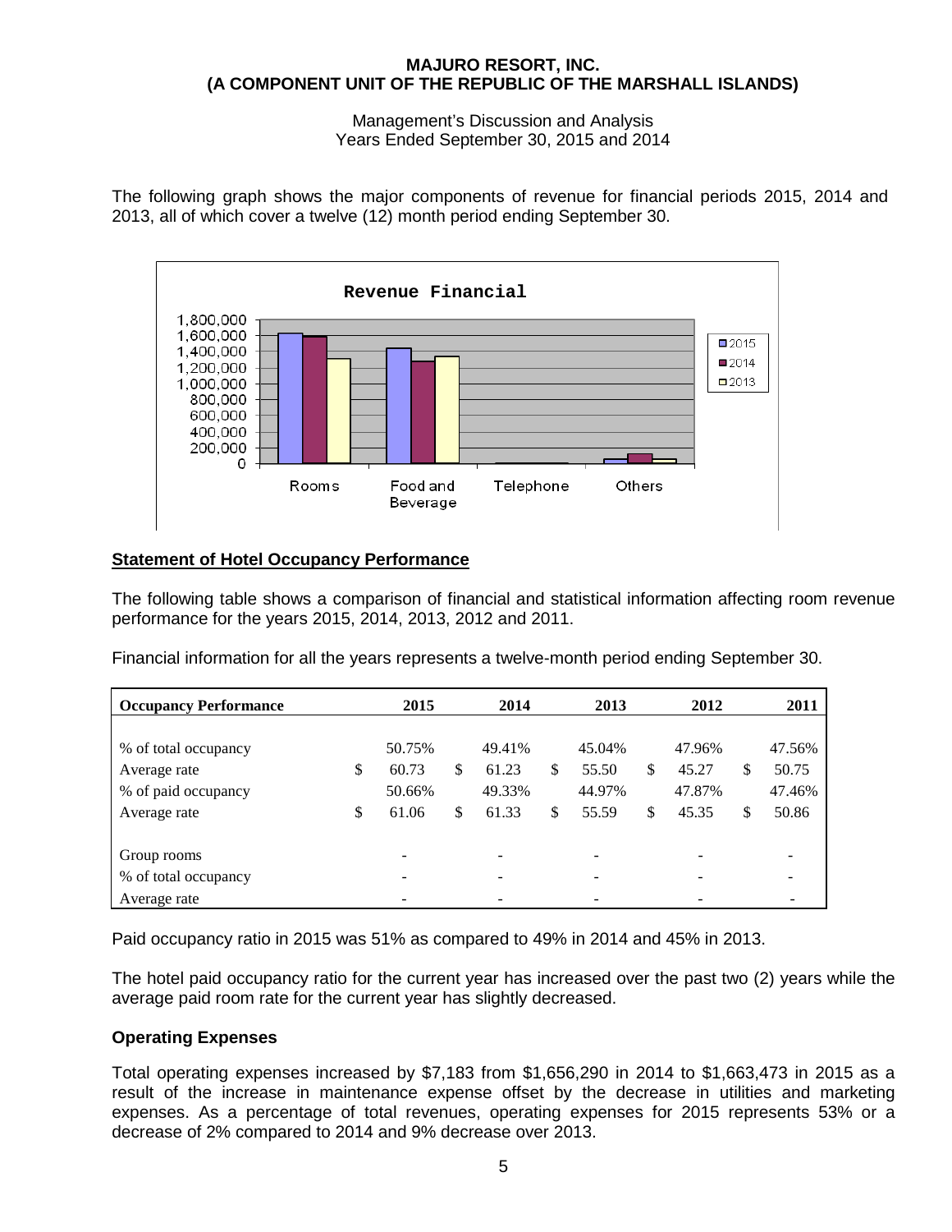The following graph shows the major components of revenue for financial periods 2015, 2014 and 2013, all of which cover a twelve (12) month period ending September 30.

**Revenue Financial**

## Statement of Hotel Occupancy Performance

The following table shows a comparison of financial and statistical information affecting room revenue performance for the years 2015, 2014, 2013, 2012 and 2011.

Financial information for all the years represents a twelve-month period ending September 30.

| Occupancy Performance | 2015 | 2014 | 2013 | 2012 | 2011 |
|---|---|---|---|---|---|
| % of total occupancy | 50.75% | 49.41% | 45.04% | 47.96% | 47.56% |
| Average rate | $ 60.73 | $ 61.23 | $ 55.50 | $ 45.27 | $ 50.75 |
| % of paid occupancy | 50.66% | 49.33% | 44.97% | 47.87% | 47.46% |
| Average rate | $ 61.06 | $ 61.33 | $ 55.59 | $ 45.35 | $ 50.86 |
| Group rooms | - | - | - | - | - |
| % of total occupancy | - | - | - | - | - |
| Average rate | - | - | - | - | - |

Paid occupancy ratio in 2015 was 51% as compared to 49% in 2014 and 45% in 2013.

The hotel paid occupancy ratio for the current year has increased over the past two (2) years while the average paid room rate for the current year has slightly decreased.

### Operating Expenses

Total operating expenses increased by $7,183 from $1,656,290 in 2014 to $1,663,473 in 2015 as a result of the increase in maintenance expense offset by the decrease in utilities and marketing expenses. As a percentage of total revenues, operating expenses for 2015 represents 53% or a decrease of 2% compared to 2014 and 9% decrease over 2013.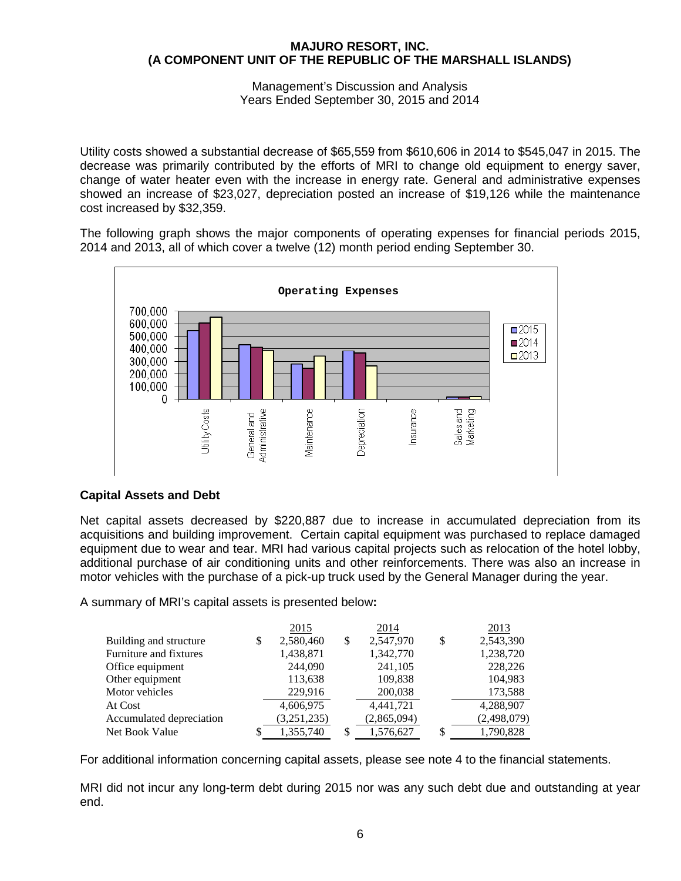Utility costs showed a substantial decrease of $65,559 from $610,606 in 2014 to $545,047 in 2015. The decrease was primarily contributed by the efforts of MRI to change old equipment to energy saver, change of water heater even with the increase in energy rate. General and administrative expenses showed an increase of $23,027, depreciation posted an increase of $19,126 while the maintenance cost increased by $32,359.

The following graph shows the major components of operating expenses for financial periods 2015, 2014 and 2013, all of which cover a twelve (12) month period ending September 30.

**Operating Expenses**

## Capital Assets and Debt

Net capital assets decreased by $220,887 due to increase in accumulated depreciation from its acquisitions and building improvement. Certain capital equipment was purchased to replace damaged equipment due to wear and tear. MRI had various capital projects such as relocation of the hotel lobby, additional purchase of air conditioning units and other reinforcements. There was also an increase in motor vehicles with the purchase of a pick-up truck used by the General Manager during the year.

A summary of MRI's capital assets is presented below:

| | 2015 | 2014 | 2013 |
|---|---|---|---|
| Building and structure | $ 2,580,460 | $ 2,547,970 | $ 2,543,390 |
| Furniture and fixtures | 1,438,871 | 1,342,770 | 1,238,720 |
| Office equipment | 244,090 | 241,105 | 228,226 |
| Other equipment | 113,638 | 109,838 | 104,983 |
| Motor vehicles | 229,916 | 200,038 | 173,588 |
| At Cost | 4,606,975 | 4,441,721 | 4,288,907 |
| Accumulated depreciation | (3,251,235) | (2,865,094) | (2,498,079) |
| Net Book Value | $ 1,355,740 | $ 1,576,627 | $ 1,790,828 |

For additional information concerning capital assets, please see note 4 to the financial statements.

MRI did not incur any long-term debt during 2015 nor was any such debt due and outstanding at year end.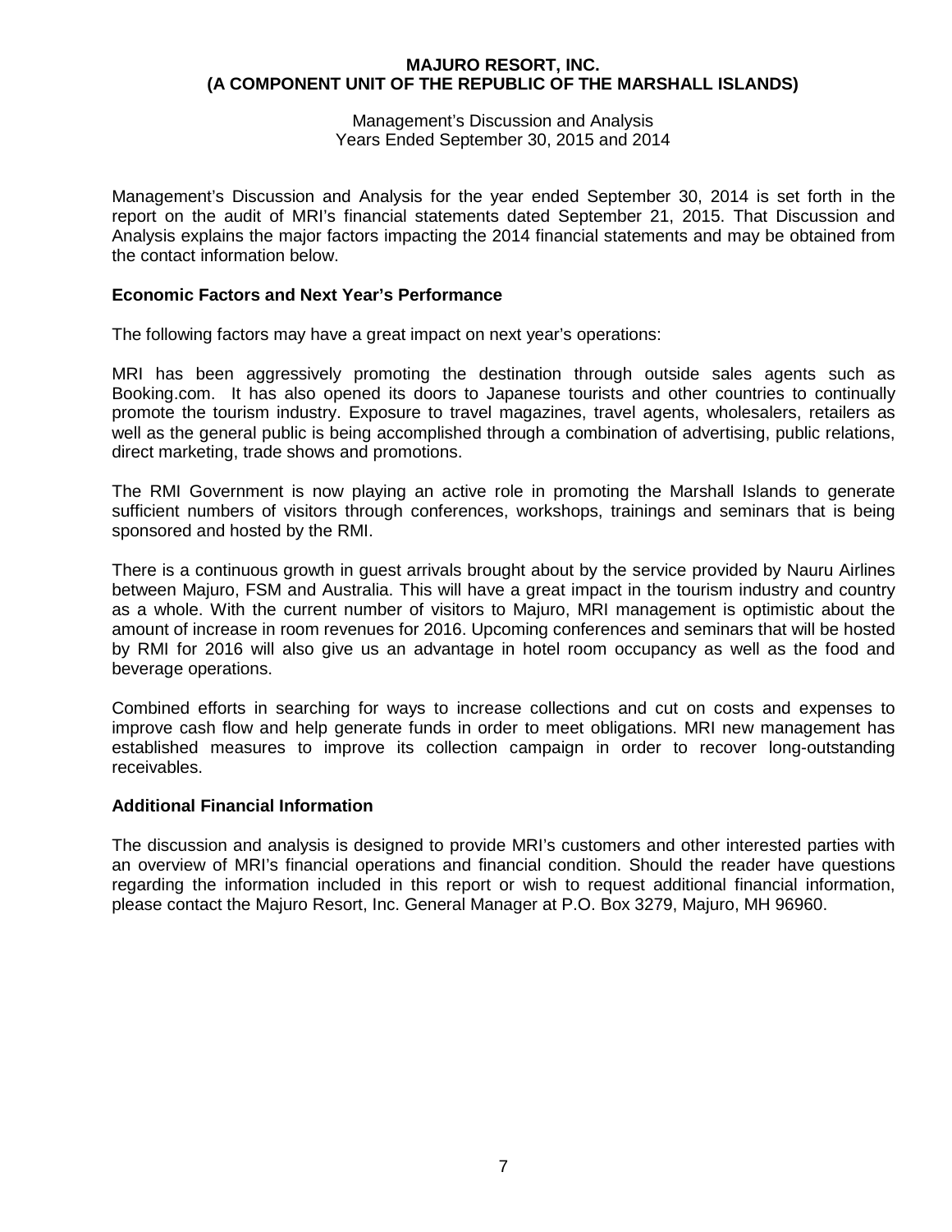**MAJURO RESORT, INC.**
**(A COMPONENT UNIT OF THE REPUBLIC OF THE MARSHALL ISLANDS)**

Management's Discussion and Analysis
Years Ended September 30, 2015 and 2014

Management's Discussion and Analysis for the year ended September 30, 2014 is set forth in the report on the audit of MRI's financial statements dated September 21, 2015. That Discussion and Analysis explains the major factors impacting the 2014 financial statements and may be obtained from the contact information below.

## Economic Factors and Next Year's Performance

The following factors may have a great impact on next year's operations:

MRI has been aggressively promoting the destination through outside sales agents such as Booking.com. It has also opened its doors to Japanese tourists and other countries to continually promote the tourism industry. Exposure to travel magazines, travel agents, wholesalers, retailers as well as the general public is being accomplished through a combination of advertising, public relations, direct marketing, trade shows and promotions.

The RMI Government is now playing an active role in promoting the Marshall Islands to generate sufficient numbers of visitors through conferences, workshops, trainings and seminars that is being sponsored and hosted by the RMI.

There is a continuous growth in guest arrivals brought about by the service provided by Nauru Airlines between Majuro, FSM and Australia. This will have a great impact in the tourism industry and country as a whole. With the current number of visitors to Majuro, MRI management is optimistic about the amount of increase in room revenues for 2016. Upcoming conferences and seminars that will be hosted by RMI for 2016 will also give us an advantage in hotel room occupancy as well as the food and beverage operations.

Combined efforts in searching for ways to increase collections and cut on costs and expenses to improve cash flow and help generate funds in order to meet obligations. MRI new management has established measures to improve its collection campaign in order to recover long-outstanding receivables.

## Additional Financial Information

The discussion and analysis is designed to provide MRI's customers and other interested parties with an overview of MRI's financial operations and financial condition. Should the reader have questions regarding the information included in this report or wish to request additional financial information, please contact the Majuro Resort, Inc. General Manager at P.O. Box 3279, Majuro, MH 96960.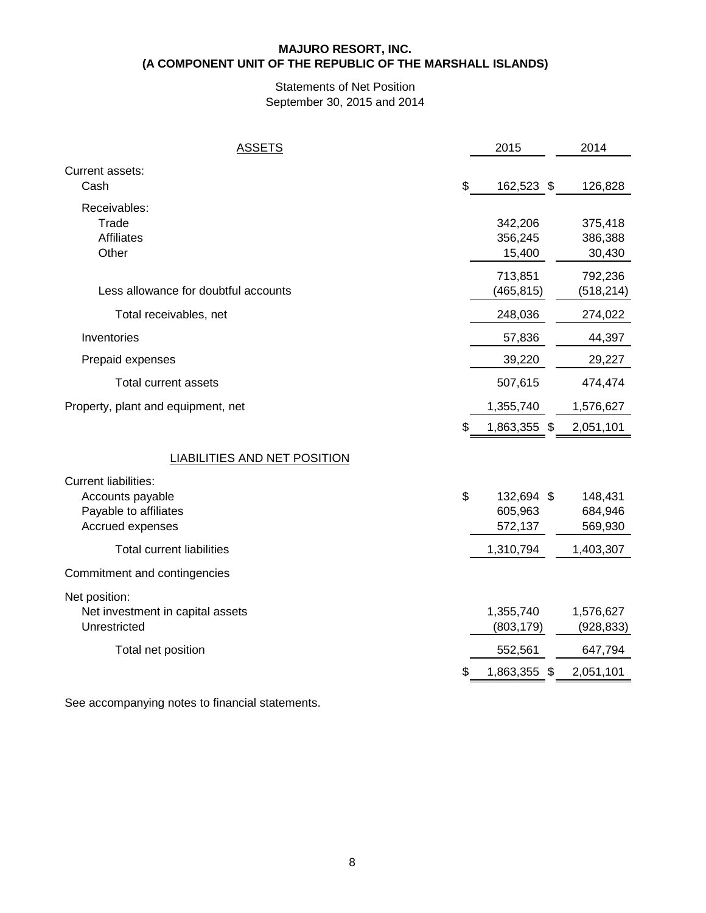**MAJURO RESORT, INC.**
**(A COMPONENT UNIT OF THE REPUBLIC OF THE MARSHALL ISLANDS)**

Statements of Net Position
September 30, 2015 and 2014

| ASSETS | 2015 | 2014 |
|---|---|---|
| Current assets: | | |
| Cash | $ 162,523 | $ 126,828 |
| Receivables: | | |
| Trade | 342,206 | 375,418 |
| Affiliates | 356,245 | 386,388 |
| Other | 15,400 | 30,430 |
| | 713,851 | 792,236 |
| Less allowance for doubtful accounts | (465,815) | (518,214) |
| Total receivables, net | 248,036 | 274,022 |
| Inventories | 57,836 | 44,397 |
| Prepaid expenses | 39,220 | 29,227 |
| Total current assets | 507,615 | 474,474 |
| Property, plant and equipment, net | 1,355,740 | 1,576,627 |
| | $ 1,863,355 | $ 2,051,101 |
| **LIABILITIES AND NET POSITION** | | |
| Current liabilities: | | |
| Accounts payable | $ 132,694 | $ 148,431 |
| Payable to affiliates | 605,963 | 684,946 |
| Accrued expenses | 572,137 | 569,930 |
| Total current liabilities | 1,310,794 | 1,403,307 |
| Commitment and contingencies | | |
| Net position: | | |
| Net investment in capital assets | 1,355,740 | 1,576,627 |
| Unrestricted | (803,179) | (928,833) |
| Total net position | 552,561 | 647,794 |
| | $ 1,863,355 | $ 2,051,101 |

See accompanying notes to financial statements.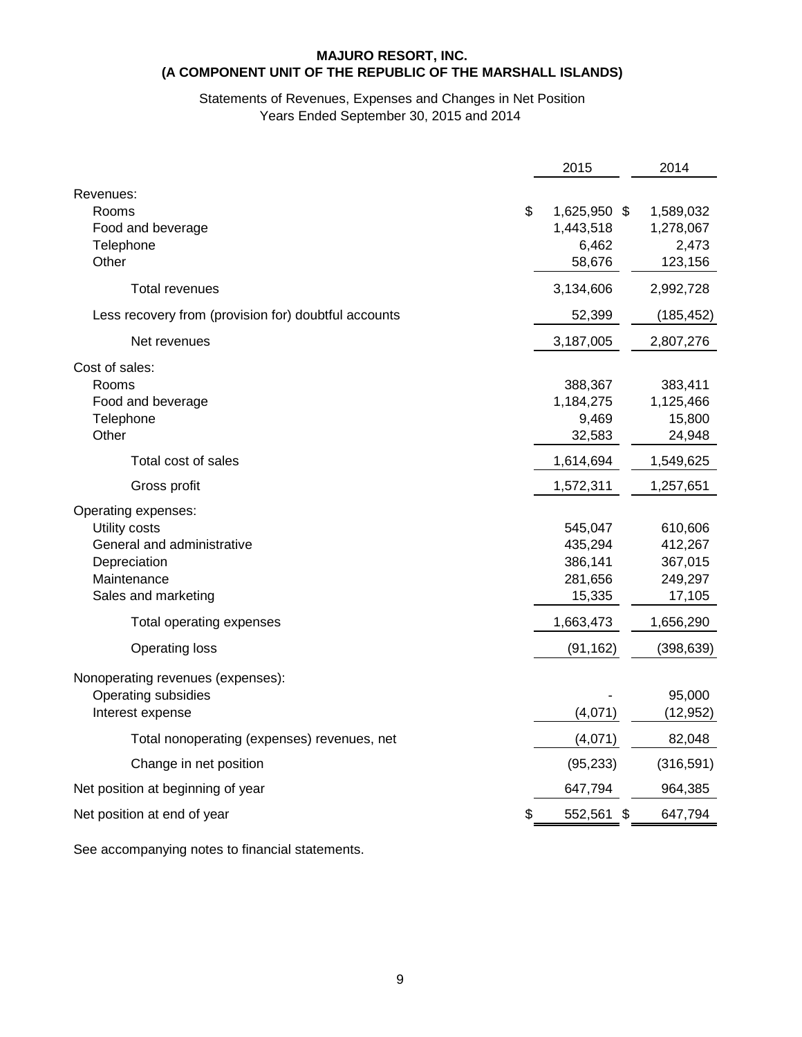**MAJURO RESORT, INC.**
**(A COMPONENT UNIT OF THE REPUBLIC OF THE MARSHALL ISLANDS)**

Statements of Revenues, Expenses and Changes in Net Position
Years Ended September 30, 2015 and 2014

| | 2015 | 2014 |
|---|---|---|
| Revenues: | | |
| Rooms | $ 1,625,950 | $ 1,589,032 |
| Food and beverage | 1,443,518 | 1,278,067 |
| Telephone | 6,462 | 2,473 |
| Other | 58,676 | 123,156 |
| Total revenues | 3,134,606 | 2,992,728 |
| Less recovery from (provision for) doubtful accounts | 52,399 | (185,452) |
| Net revenues | 3,187,005 | 2,807,276 |
| Cost of sales: | | |
| Rooms | 388,367 | 383,411 |
| Food and beverage | 1,184,275 | 1,125,466 |
| Telephone | 9,469 | 15,800 |
| Other | 32,583 | 24,948 |
| Total cost of sales | 1,614,694 | 1,549,625 |
| Gross profit | 1,572,311 | 1,257,651 |
| Operating expenses: | | |
| Utility costs | 545,047 | 610,606 |
| General and administrative | 435,294 | 412,267 |
| Depreciation | 386,141 | 367,015 |
| Maintenance | 281,656 | 249,297 |
| Sales and marketing | 15,335 | 17,105 |
| Total operating expenses | 1,663,473 | 1,656,290 |
| Operating loss | (91,162) | (398,639) |
| Nonoperating revenues (expenses): | | |
| Operating subsidies | - | 95,000 |
| Interest expense | (4,071) | (12,952) |
| Total nonoperating (expenses) revenues, net | (4,071) | 82,048 |
| Change in net position | (95,233) | (316,591) |
| Net position at beginning of year | 647,794 | 964,385 |
| Net position at end of year | $ 552,561 | $ 647,794 |

See accompanying notes to financial statements.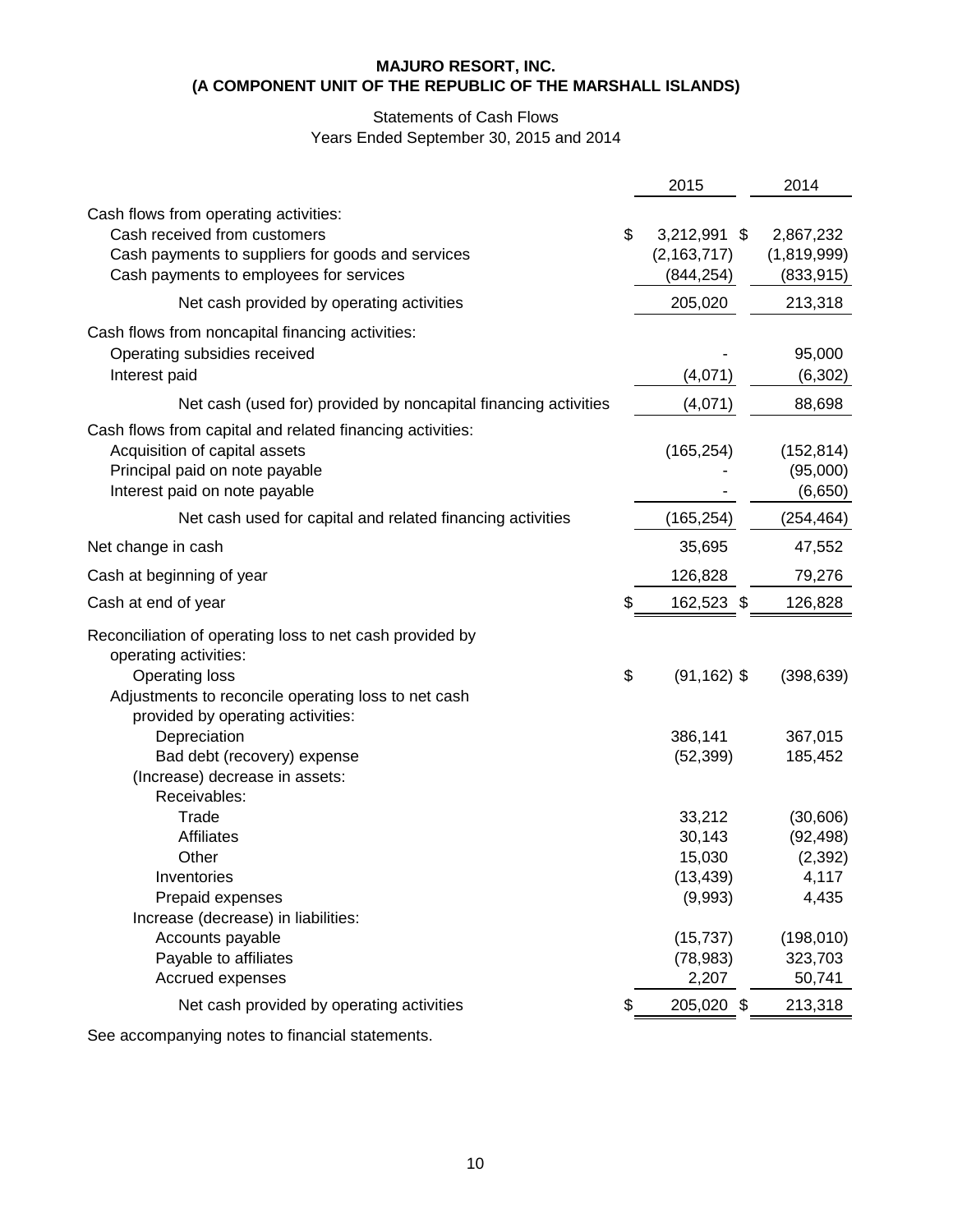**MAJURO RESORT, INC.**
**(A COMPONENT UNIT OF THE REPUBLIC OF THE MARSHALL ISLANDS)**

Statements of Cash Flows
Years Ended September 30, 2015 and 2014

| | 2015 | 2014 |
|---|---|---|
| Cash flows from operating activities: | | |
| Cash received from customers | $ 3,212,991 | $ 2,867,232 |
| Cash payments to suppliers for goods and services | (2,163,717) | (1,819,999) |
| Cash payments to employees for services | (844,254) | (833,915) |
| Net cash provided by operating activities | 205,020 | 213,318 |
| Cash flows from noncapital financing activities: | | |
| Operating subsidies received | - | 95,000 |
| Interest paid | (4,071) | (6,302) |
| Net cash (used for) provided by noncapital financing activities | (4,071) | 88,698 |
| Cash flows from capital and related financing activities: | | |
| Acquisition of capital assets | (165,254) | (152,814) |
| Principal paid on note payable | - | (95,000) |
| Interest paid on note payable | - | (6,650) |
| Net cash used for capital and related financing activities | (165,254) | (254,464) |
| Net change in cash | 35,695 | 47,552 |
| Cash at beginning of year | 126,828 | 79,276 |
| Cash at end of year | $ 162,523 | $ 126,828 |
| Reconciliation of operating loss to net cash provided by operating activities: | | |
| Operating loss | $ (91,162) | $ (398,639) |
| Adjustments to reconcile operating loss to net cash provided by operating activities: | | |
| Depreciation | 386,141 | 367,015 |
| Bad debt (recovery) expense | (52,399) | 185,452 |
| (Increase) decrease in assets: | | |
| Receivables: | | |
| Trade | 33,212 | (30,606) |
| Affiliates | 30,143 | (92,498) |
| Other | 15,030 | (2,392) |
| Inventories | (13,439) | 4,117 |
| Prepaid expenses | (9,993) | 4,435 |
| Increase (decrease) in liabilities: | | |
| Accounts payable | (15,737) | (198,010) |
| Payable to affiliates | (78,983) | 323,703 |
| Accrued expenses | 2,207 | 50,741 |
| Net cash provided by operating activities | $ 205,020 | $ 213,318 |

See accompanying notes to financial statements.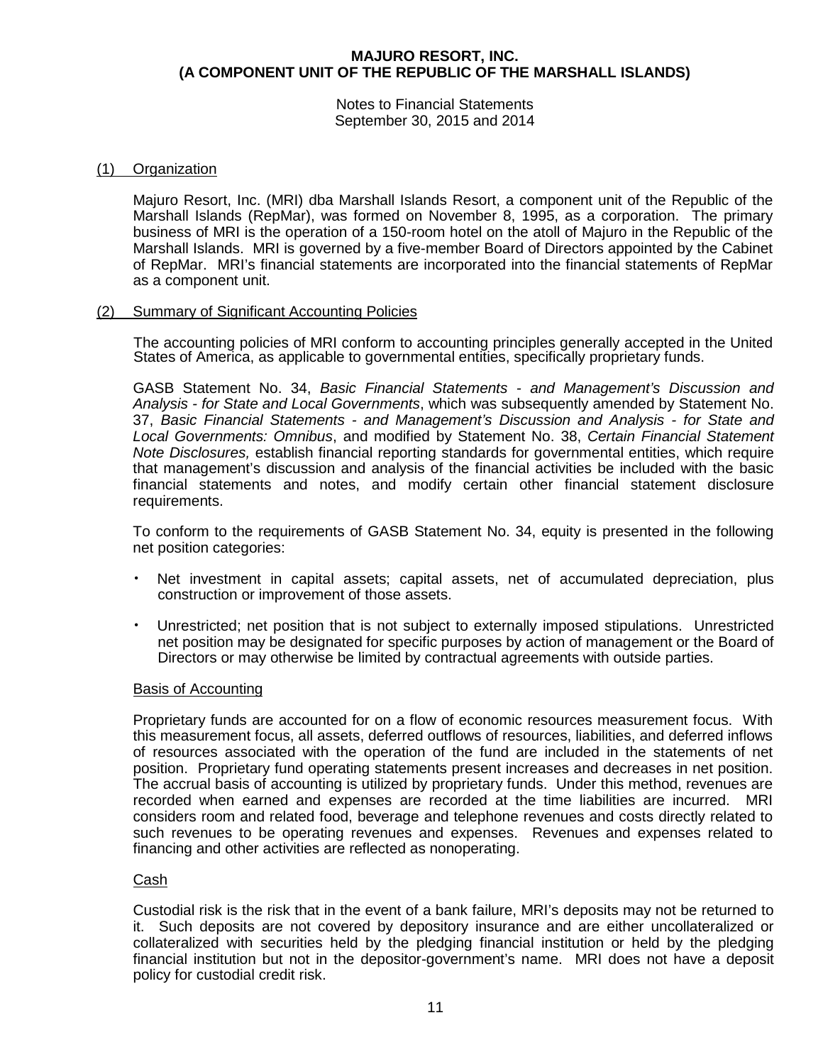**MAJURO RESORT, INC.**
**(A COMPONENT UNIT OF THE REPUBLIC OF THE MARSHALL ISLANDS)**

Notes to Financial Statements
September 30, 2015 and 2014

## (1) Organization

Majuro Resort, Inc. (MRI) dba Marshall Islands Resort, a component unit of the Republic of the Marshall Islands (RepMar), was formed on November 8, 1995, as a corporation. The primary business of MRI is the operation of a 150-room hotel on the atoll of Majuro in the Republic of the Marshall Islands. MRI is governed by a five-member Board of Directors appointed by the Cabinet of RepMar. MRI's financial statements are incorporated into the financial statements of RepMar as a component unit.

## (2) Summary of Significant Accounting Policies

The accounting policies of MRI conform to accounting principles generally accepted in the United States of America, as applicable to governmental entities, specifically proprietary funds.

GASB Statement No. 34, *Basic Financial Statements - and Management's Discussion and Analysis - for State and Local Governments*, which was subsequently amended by Statement No. 37, *Basic Financial Statements - and Management's Discussion and Analysis - for State and Local Governments: Omnibus*, and modified by Statement No. 38, *Certain Financial Statement Note Disclosures,* establish financial reporting standards for governmental entities, which require that management's discussion and analysis of the financial activities be included with the basic financial statements and notes, and modify certain other financial statement disclosure requirements.

To conform to the requirements of GASB Statement No. 34, equity is presented in the following net position categories:

- Net investment in capital assets; capital assets, net of accumulated depreciation, plus construction or improvement of those assets.
- Unrestricted; net position that is not subject to externally imposed stipulations. Unrestricted net position may be designated for specific purposes by action of management or the Board of Directors or may otherwise be limited by contractual agreements with outside parties.

### Basis of Accounting

Proprietary funds are accounted for on a flow of economic resources measurement focus. With this measurement focus, all assets, deferred outflows of resources, liabilities, and deferred inflows of resources associated with the operation of the fund are included in the statements of net position. Proprietary fund operating statements present increases and decreases in net position. The accrual basis of accounting is utilized by proprietary funds. Under this method, revenues are recorded when earned and expenses are recorded at the time liabilities are incurred. MRI considers room and related food, beverage and telephone revenues and costs directly related to such revenues to be operating revenues and expenses. Revenues and expenses related to financing and other activities are reflected as nonoperating.

### Cash

Custodial risk is the risk that in the event of a bank failure, MRI's deposits may not be returned to it. Such deposits are not covered by depository insurance and are either uncollateralized or collateralized with securities held by the pledging financial institution or held by the pledging financial institution but not in the depositor-government's name. MRI does not have a deposit policy for custodial credit risk.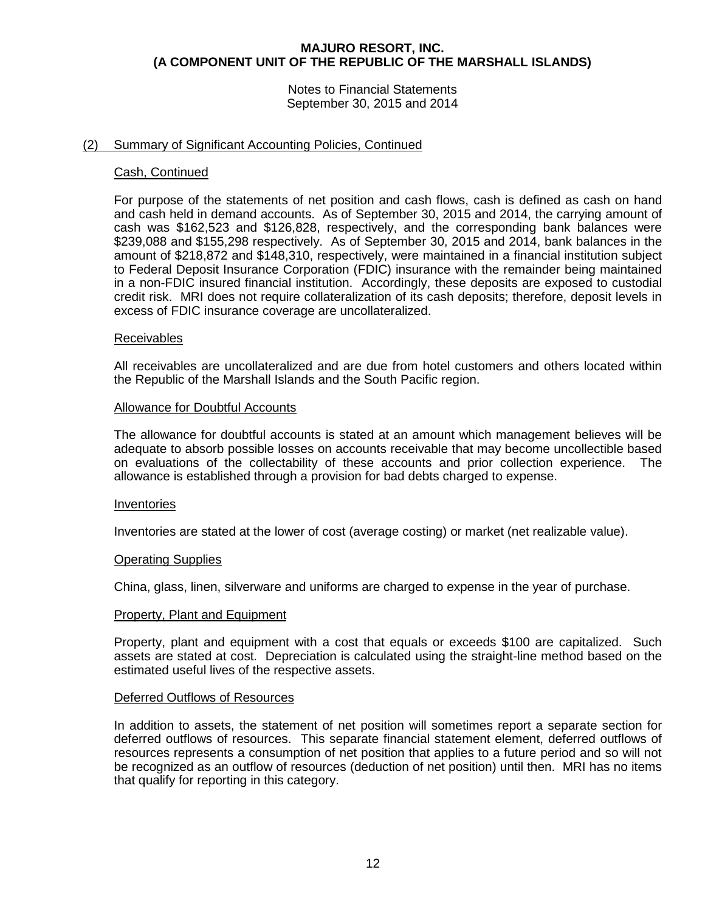**MAJURO RESORT, INC.**
**(A COMPONENT UNIT OF THE REPUBLIC OF THE MARSHALL ISLANDS)**

Notes to Financial Statements
September 30, 2015 and 2014

(2) Summary of Significant Accounting Policies, Continued

Cash, Continued

For purpose of the statements of net position and cash flows, cash is defined as cash on hand and cash held in demand accounts. As of September 30, 2015 and 2014, the carrying amount of cash was $162,523 and $126,828, respectively, and the corresponding bank balances were $239,088 and $155,298 respectively. As of September 30, 2015 and 2014, bank balances in the amount of $218,872 and $148,310, respectively, were maintained in a financial institution subject to Federal Deposit Insurance Corporation (FDIC) insurance with the remainder being maintained in a non-FDIC insured financial institution. Accordingly, these deposits are exposed to custodial credit risk. MRI does not require collateralization of its cash deposits; therefore, deposit levels in excess of FDIC insurance coverage are uncollateralized.

Receivables

All receivables are uncollateralized and are due from hotel customers and others located within the Republic of the Marshall Islands and the South Pacific region.

Allowance for Doubtful Accounts

The allowance for doubtful accounts is stated at an amount which management believes will be adequate to absorb possible losses on accounts receivable that may become uncollectible based on evaluations of the collectability of these accounts and prior collection experience. The allowance is established through a provision for bad debts charged to expense.

Inventories

Inventories are stated at the lower of cost (average costing) or market (net realizable value).

Operating Supplies

China, glass, linen, silverware and uniforms are charged to expense in the year of purchase.

Property, Plant and Equipment

Property, plant and equipment with a cost that equals or exceeds $100 are capitalized. Such assets are stated at cost. Depreciation is calculated using the straight-line method based on the estimated useful lives of the respective assets.

Deferred Outflows of Resources

In addition to assets, the statement of net position will sometimes report a separate section for deferred outflows of resources. This separate financial statement element, deferred outflows of resources represents a consumption of net position that applies to a future period and so will not be recognized as an outflow of resources (deduction of net position) until then. MRI has no items that qualify for reporting in this category.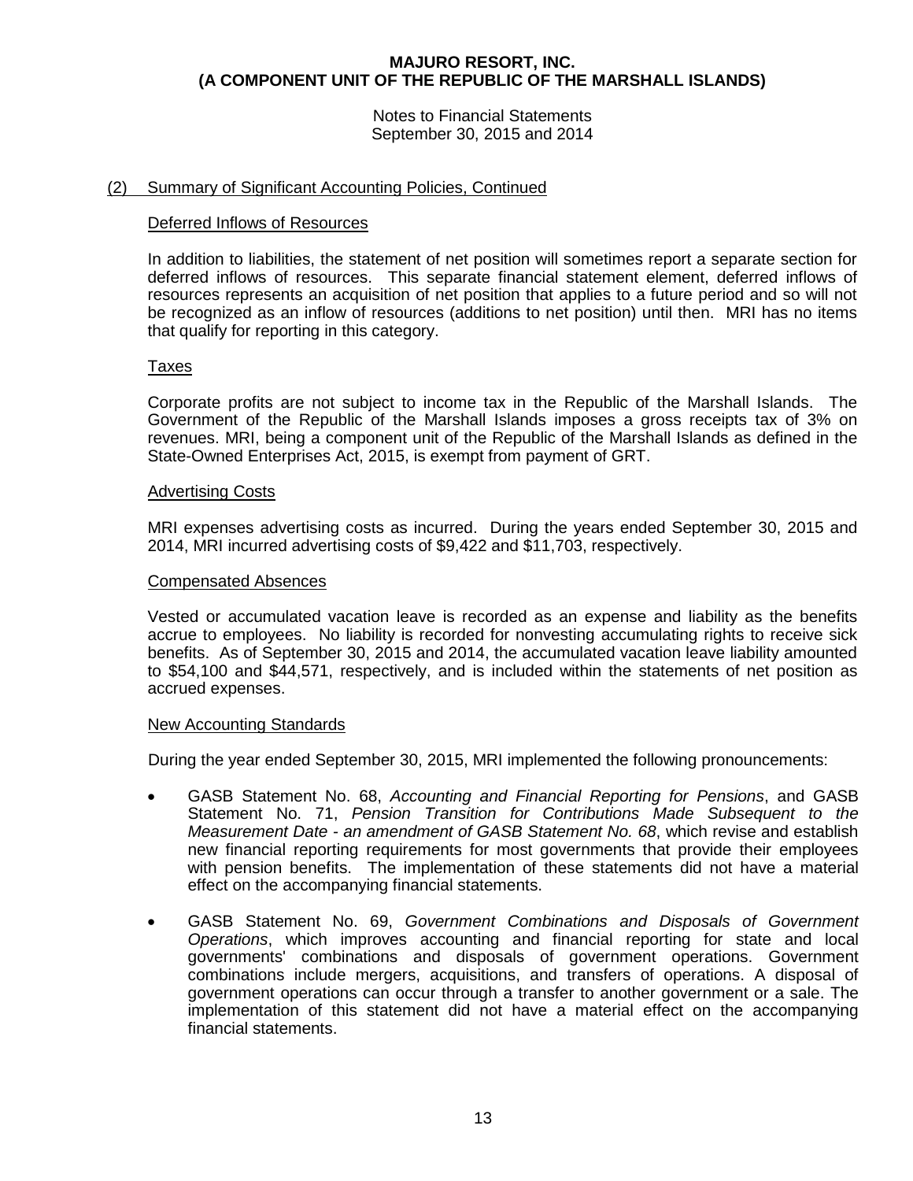### (2) Summary of Significant Accounting Policies, Continued

#### Deferred Inflows of Resources

In addition to liabilities, the statement of net position will sometimes report a separate section for deferred inflows of resources. This separate financial statement element, deferred inflows of resources represents an acquisition of net position that applies to a future period and so will not be recognized as an inflow of resources (additions to net position) until then. MRI has no items that qualify for reporting in this category.

#### Taxes

Corporate profits are not subject to income tax in the Republic of the Marshall Islands. The Government of the Republic of the Marshall Islands imposes a gross receipts tax of 3% on revenues. MRI, being a component unit of the Republic of the Marshall Islands as defined in the State-Owned Enterprises Act, 2015, is exempt from payment of GRT.

#### Advertising Costs

MRI expenses advertising costs as incurred. During the years ended September 30, 2015 and 2014, MRI incurred advertising costs of $9,422 and $11,703, respectively.

#### Compensated Absences

Vested or accumulated vacation leave is recorded as an expense and liability as the benefits accrue to employees. No liability is recorded for nonvesting accumulating rights to receive sick benefits. As of September 30, 2015 and 2014, the accumulated vacation leave liability amounted to $54,100 and $44,571, respectively, and is included within the statements of net position as accrued expenses.

#### New Accounting Standards

During the year ended September 30, 2015, MRI implemented the following pronouncements:

- GASB Statement No. 68, *Accounting and Financial Reporting for Pensions*, and GASB Statement No. 71, *Pension Transition for Contributions Made Subsequent to the Measurement Date - an amendment of GASB Statement No. 68*, which revise and establish new financial reporting requirements for most governments that provide their employees with pension benefits. The implementation of these statements did not have a material effect on the accompanying financial statements.

- GASB Statement No. 69, *Government Combinations and Disposals of Government Operations*, which improves accounting and financial reporting for state and local governments' combinations and disposals of government operations. Government combinations include mergers, acquisitions, and transfers of operations. A disposal of government operations can occur through a transfer to another government or a sale. The implementation of this statement did not have a material effect on the accompanying financial statements.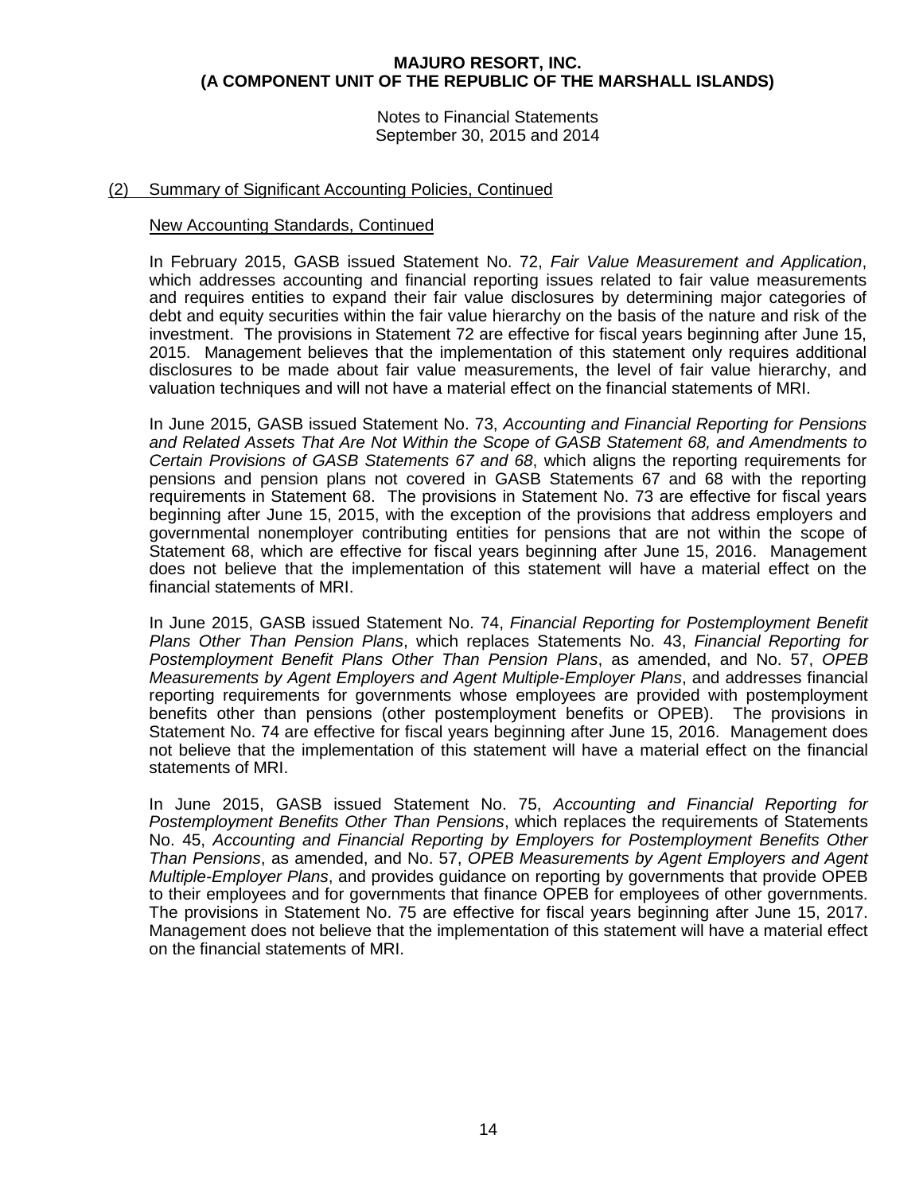## (2) Summary of Significant Accounting Policies, Continued

### New Accounting Standards, Continued

In February 2015, GASB issued Statement No. 72, *Fair Value Measurement and Application*, which addresses accounting and financial reporting issues related to fair value measurements and requires entities to expand their fair value disclosures by determining major categories of debt and equity securities within the fair value hierarchy on the basis of the nature and risk of the investment. The provisions in Statement 72 are effective for fiscal years beginning after June 15, 2015. Management believes that the implementation of this statement only requires additional disclosures to be made about fair value measurements, the level of fair value hierarchy, and valuation techniques and will not have a material effect on the financial statements of MRI.

In June 2015, GASB issued Statement No. 73, *Accounting and Financial Reporting for Pensions and Related Assets That Are Not Within the Scope of GASB Statement 68, and Amendments to Certain Provisions of GASB Statements 67 and 68*, which aligns the reporting requirements for pensions and pension plans not covered in GASB Statements 67 and 68 with the reporting requirements in Statement 68. The provisions in Statement No. 73 are effective for fiscal years beginning after June 15, 2015, with the exception of the provisions that address employers and governmental nonemployer contributing entities for pensions that are not within the scope of Statement 68, which are effective for fiscal years beginning after June 15, 2016. Management does not believe that the implementation of this statement will have a material effect on the financial statements of MRI.

In June 2015, GASB issued Statement No. 74, *Financial Reporting for Postemployment Benefit Plans Other Than Pension Plans*, which replaces Statements No. 43, *Financial Reporting for Postemployment Benefit Plans Other Than Pension Plans*, as amended, and No. 57, *OPEB Measurements by Agent Employers and Agent Multiple-Employer Plans*, and addresses financial reporting requirements for governments whose employees are provided with postemployment benefits other than pensions (other postemployment benefits or OPEB). The provisions in Statement No. 74 are effective for fiscal years beginning after June 15, 2016. Management does not believe that the implementation of this statement will have a material effect on the financial statements of MRI.

In June 2015, GASB issued Statement No. 75, *Accounting and Financial Reporting for Postemployment Benefits Other Than Pensions*, which replaces the requirements of Statements No. 45, *Accounting and Financial Reporting by Employers for Postemployment Benefits Other Than Pensions*, as amended, and No. 57, *OPEB Measurements by Agent Employers and Agent Multiple-Employer Plans*, and provides guidance on reporting by governments that provide OPEB to their employees and for governments that finance OPEB for employees of other governments. The provisions in Statement No. 75 are effective for fiscal years beginning after June 15, 2017. Management does not believe that the implementation of this statement will have a material effect on the financial statements of MRI.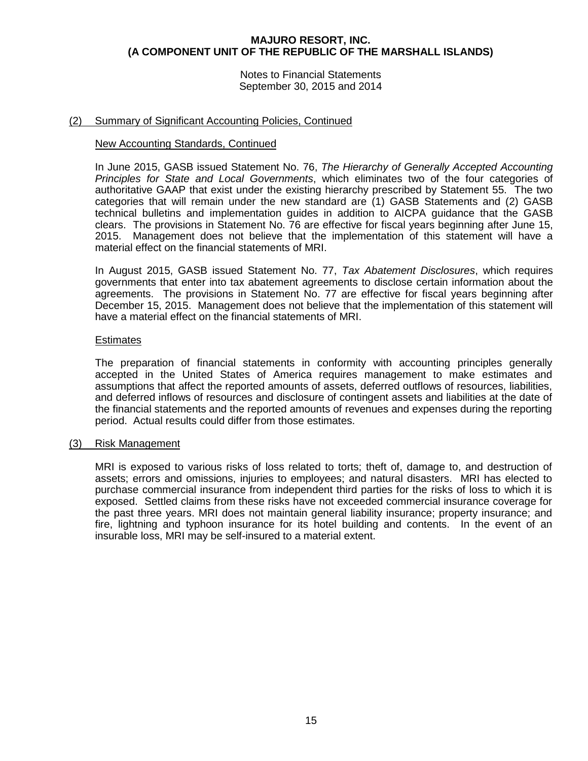## (2) Summary of Significant Accounting Policies, Continued

### New Accounting Standards, Continued

In June 2015, GASB issued Statement No. 76, *The Hierarchy of Generally Accepted Accounting Principles for State and Local Governments*, which eliminates two of the four categories of authoritative GAAP that exist under the existing hierarchy prescribed by Statement 55. The two categories that will remain under the new standard are (1) GASB Statements and (2) GASB technical bulletins and implementation guides in addition to AICPA guidance that the GASB clears. The provisions in Statement No. 76 are effective for fiscal years beginning after June 15, 2015. Management does not believe that the implementation of this statement will have a material effect on the financial statements of MRI.

In August 2015, GASB issued Statement No. 77, *Tax Abatement Disclosures*, which requires governments that enter into tax abatement agreements to disclose certain information about the agreements. The provisions in Statement No. 77 are effective for fiscal years beginning after December 15, 2015. Management does not believe that the implementation of this statement will have a material effect on the financial statements of MRI.

### Estimates

The preparation of financial statements in conformity with accounting principles generally accepted in the United States of America requires management to make estimates and assumptions that affect the reported amounts of assets, deferred outflows of resources, liabilities, and deferred inflows of resources and disclosure of contingent assets and liabilities at the date of the financial statements and the reported amounts of revenues and expenses during the reporting period. Actual results could differ from those estimates.

## (3) Risk Management

MRI is exposed to various risks of loss related to torts; theft of, damage to, and destruction of assets; errors and omissions, injuries to employees; and natural disasters. MRI has elected to purchase commercial insurance from independent third parties for the risks of loss to which it is exposed. Settled claims from these risks have not exceeded commercial insurance coverage for the past three years. MRI does not maintain general liability insurance; property insurance; and fire, lightning and typhoon insurance for its hotel building and contents. In the event of an insurable loss, MRI may be self-insured to a material extent.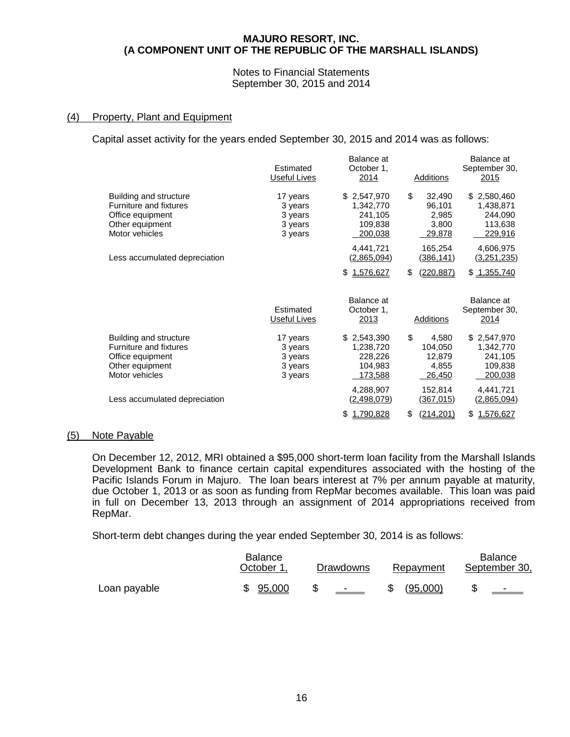**MAJURO RESORT, INC.**
**(A COMPONENT UNIT OF THE REPUBLIC OF THE MARSHALL ISLANDS)**

Notes to Financial Statements
September 30, 2015 and 2014

## (4) Property, Plant and Equipment

Capital asset activity for the years ended September 30, 2015 and 2014 was as follows:

| | Estimated Useful Lives | Balance at October 1, 2014 | Additions | Balance at September 30, 2015 |
|---|---|---|---|---|
| Building and structure | 17 years | $ 2,547,970 | $ 32,490 | $ 2,580,460 |
| Furniture and fixtures | 3 years | 1,342,770 | 96,101 | 1,438,871 |
| Office equipment | 3 years | 241,105 | 2,985 | 244,090 |
| Other equipment | 3 years | 109,838 | 3,800 | 113,638 |
| Motor vehicles | 3 years | 200,038 | 29,878 | 229,916 |
| | | 4,441,721 | 165,254 | 4,606,975 |
| Less accumulated depreciation | | (2,865,094) | (386,141) | (3,251,235) |
| | | $ 1,576,627 | $ (220,887) | $ 1,355,740 |

| | Estimated Useful Lives | Balance at October 1, 2013 | Additions | Balance at September 30, 2014 |
|---|---|---|---|---|
| Building and structure | 17 years | $ 2,543,390 | $ 4,580 | $ 2,547,970 |
| Furniture and fixtures | 3 years | 1,238,720 | 104,050 | 1,342,770 |
| Office equipment | 3 years | 228,226 | 12,879 | 241,105 |
| Other equipment | 3 years | 104,983 | 4,855 | 109,838 |
| Motor vehicles | 3 years | 173,588 | 26,450 | 200,038 |
| | | 4,288,907 | 152,814 | 4,441,721 |
| Less accumulated depreciation | | (2,498,079) | (367,015) | (2,865,094) |
| | | $ 1,790,828 | $ (214,201) | $ 1,576,627 |

## (5) Note Payable

On December 12, 2012, MRI obtained a $95,000 short-term loan facility from the Marshall Islands Development Bank to finance certain capital expenditures associated with the hosting of the Pacific Islands Forum in Majuro. The loan bears interest at 7% per annum payable at maturity, due October 1, 2013 or as soon as funding from RepMar becomes available. This loan was paid in full on December 13, 2013 through an assignment of 2014 appropriations received from RepMar.

Short-term debt changes during the year ended September 30, 2014 is as follows:

| | Balance October 1, | Drawdowns | Repayment | Balance September 30, |
|---|---|---|---|---|
| Loan payable | $ 95,000 | $ - | $ (95,000) | $ - |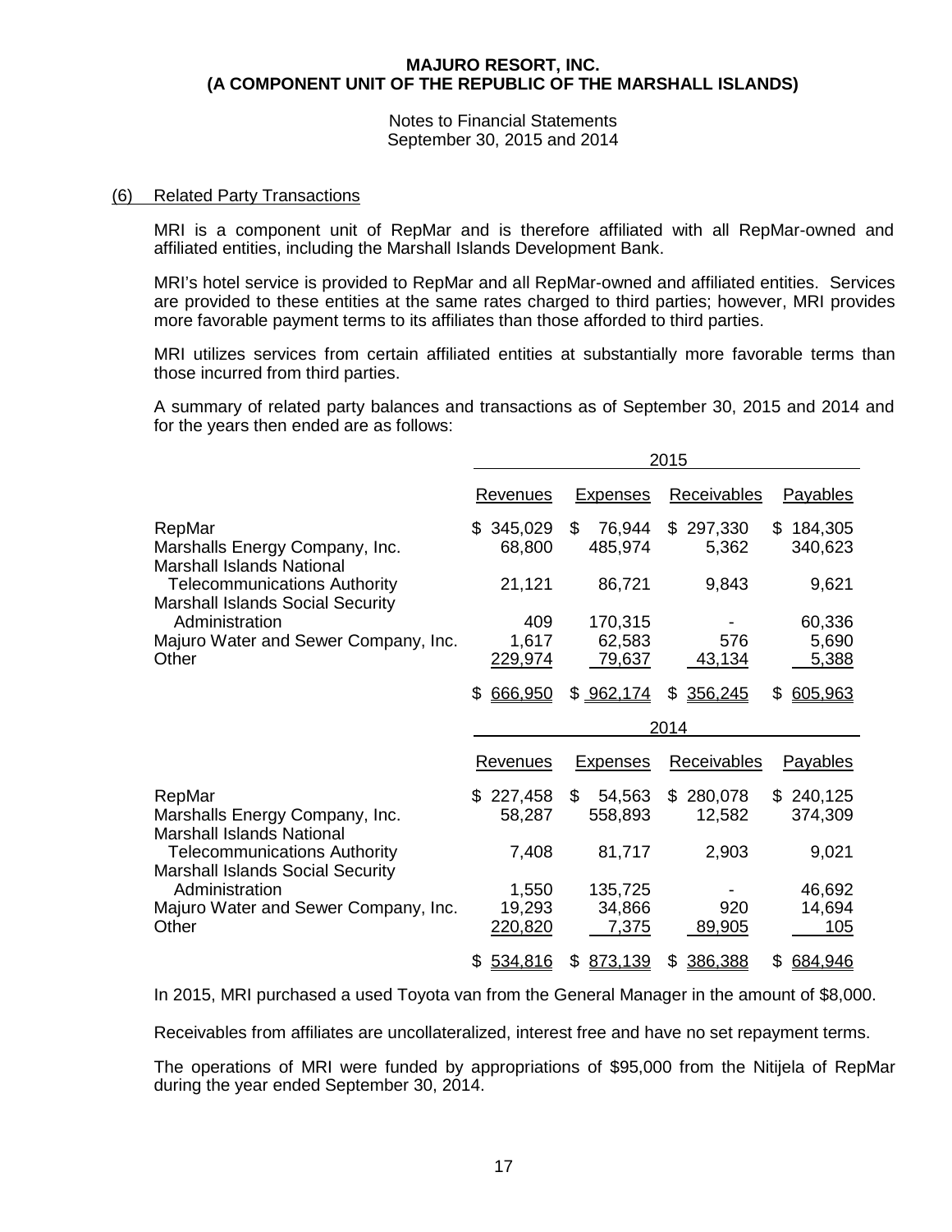**MAJURO RESORT, INC.**
**(A COMPONENT UNIT OF THE REPUBLIC OF THE MARSHALL ISLANDS)**

Notes to Financial Statements
September 30, 2015 and 2014

## (6) Related Party Transactions

MRI is a component unit of RepMar and is therefore affiliated with all RepMar-owned and affiliated entities, including the Marshall Islands Development Bank.

MRI's hotel service is provided to RepMar and all RepMar-owned and affiliated entities. Services are provided to these entities at the same rates charged to third parties; however, MRI provides more favorable payment terms to its affiliates than those afforded to third parties.

MRI utilizes services from certain affiliated entities at substantially more favorable terms than those incurred from third parties.

A summary of related party balances and transactions as of September 30, 2015 and 2014 and for the years then ended are as follows:

| | 2015 | | | |
|---|---|---|---|---|
| | Revenues | Expenses | Receivables | Payables |
| RepMar | $ 345,029 | $ 76,944 | $ 297,330 | $ 184,305 |
| Marshalls Energy Company, Inc. | 68,800 | 485,974 | 5,362 | 340,623 |
| Marshall Islands National Telecommunications Authority | 21,121 | 86,721 | 9,843 | 9,621 |
| Marshall Islands Social Security Administration | 409 | 170,315 | - | 60,336 |
| Majuro Water and Sewer Company, Inc. | 1,617 | 62,583 | 576 | 5,690 |
| Other | 229,974 | 79,637 | 43,134 | 5,388 |
| | $ 666,950 | $ 962,174 | $ 356,245 | $ 605,963 |

| | 2014 | | | |
|---|---|---|---|---|
| | Revenues | Expenses | Receivables | Payables |
| RepMar | $ 227,458 | $ 54,563 | $ 280,078 | $ 240,125 |
| Marshalls Energy Company, Inc. | 58,287 | 558,893 | 12,582 | 374,309 |
| Marshall Islands National Telecommunications Authority | 7,408 | 81,717 | 2,903 | 9,021 |
| Marshall Islands Social Security Administration | 1,550 | 135,725 | - | 46,692 |
| Majuro Water and Sewer Company, Inc. | 19,293 | 34,866 | 920 | 14,694 |
| Other | 220,820 | 7,375 | 89,905 | 105 |
| | $ 534,816 | $ 873,139 | $ 386,388 | $ 684,946 |

In 2015, MRI purchased a used Toyota van from the General Manager in the amount of $8,000.

Receivables from affiliates are uncollateralized, interest free and have no set repayment terms.

The operations of MRI were funded by appropriations of $95,000 from the Nitijela of RepMar during the year ended September 30, 2014.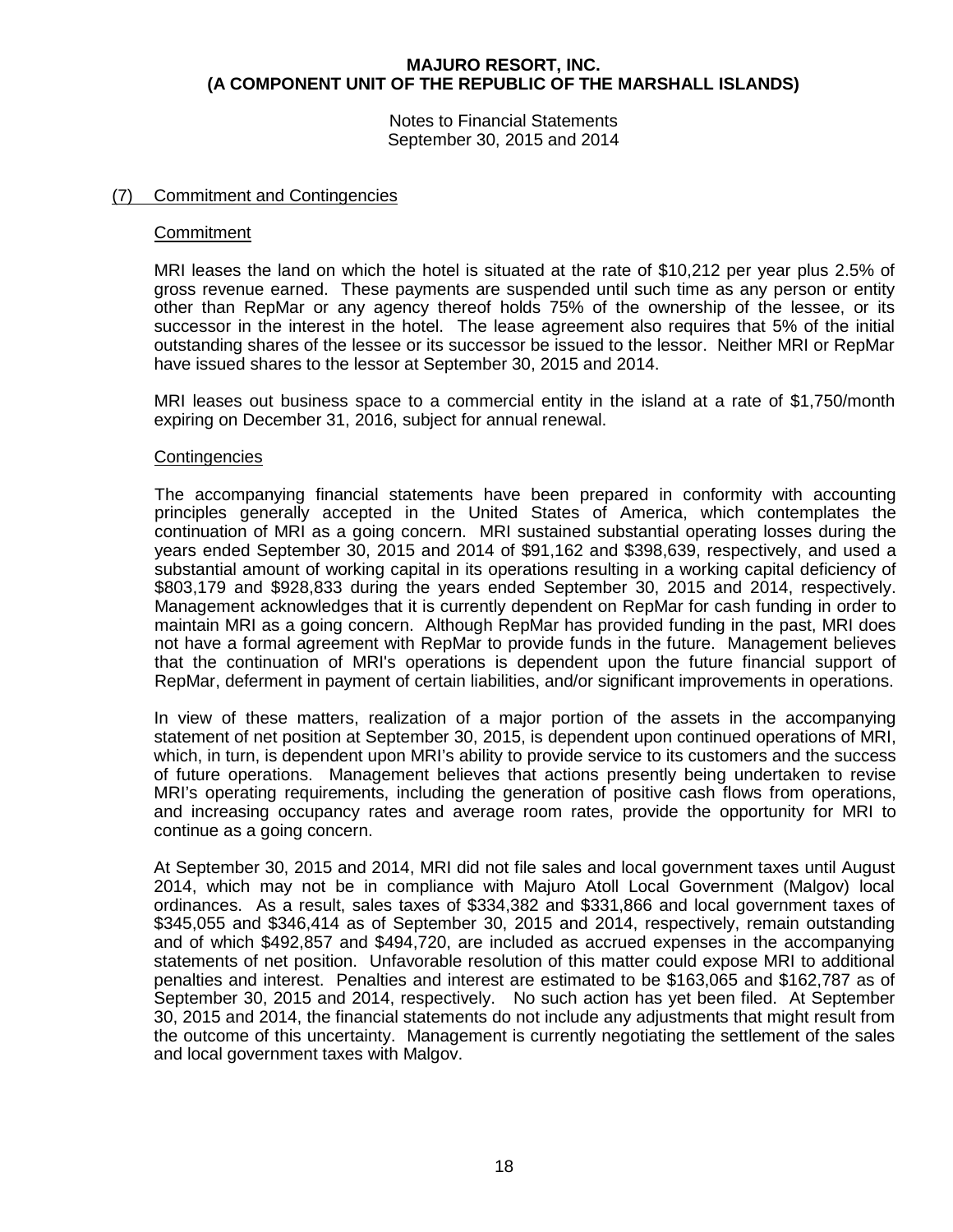## (7) Commitment and Contingencies

### Commitment

MRI leases the land on which the hotel is situated at the rate of $10,212 per year plus 2.5% of gross revenue earned. These payments are suspended until such time as any person or entity other than RepMar or any agency thereof holds 75% of the ownership of the lessee, or its successor in the interest in the hotel. The lease agreement also requires that 5% of the initial outstanding shares of the lessee or its successor be issued to the lessor. Neither MRI or RepMar have issued shares to the lessor at September 30, 2015 and 2014.

MRI leases out business space to a commercial entity in the island at a rate of $1,750/month expiring on December 31, 2016, subject for annual renewal.

### Contingencies

The accompanying financial statements have been prepared in conformity with accounting principles generally accepted in the United States of America, which contemplates the continuation of MRI as a going concern. MRI sustained substantial operating losses during the years ended September 30, 2015 and 2014 of $91,162 and $398,639, respectively, and used a substantial amount of working capital in its operations resulting in a working capital deficiency of $803,179 and $928,833 during the years ended September 30, 2015 and 2014, respectively. Management acknowledges that it is currently dependent on RepMar for cash funding in order to maintain MRI as a going concern. Although RepMar has provided funding in the past, MRI does not have a formal agreement with RepMar to provide funds in the future. Management believes that the continuation of MRI's operations is dependent upon the future financial support of RepMar, deferment in payment of certain liabilities, and/or significant improvements in operations.

In view of these matters, realization of a major portion of the assets in the accompanying statement of net position at September 30, 2015, is dependent upon continued operations of MRI, which, in turn, is dependent upon MRI's ability to provide service to its customers and the success of future operations. Management believes that actions presently being undertaken to revise MRI's operating requirements, including the generation of positive cash flows from operations, and increasing occupancy rates and average room rates, provide the opportunity for MRI to continue as a going concern.

At September 30, 2015 and 2014, MRI did not file sales and local government taxes until August 2014, which may not be in compliance with Majuro Atoll Local Government (Malgov) local ordinances. As a result, sales taxes of $334,382 and $331,866 and local government taxes of $345,055 and $346,414 as of September 30, 2015 and 2014, respectively, remain outstanding and of which $492,857 and $494,720, are included as accrued expenses in the accompanying statements of net position. Unfavorable resolution of this matter could expose MRI to additional penalties and interest. Penalties and interest are estimated to be $163,065 and $162,787 as of September 30, 2015 and 2014, respectively. No such action has yet been filed. At September 30, 2015 and 2014, the financial statements do not include any adjustments that might result from the outcome of this uncertainty. Management is currently negotiating the settlement of the sales and local government taxes with Malgov.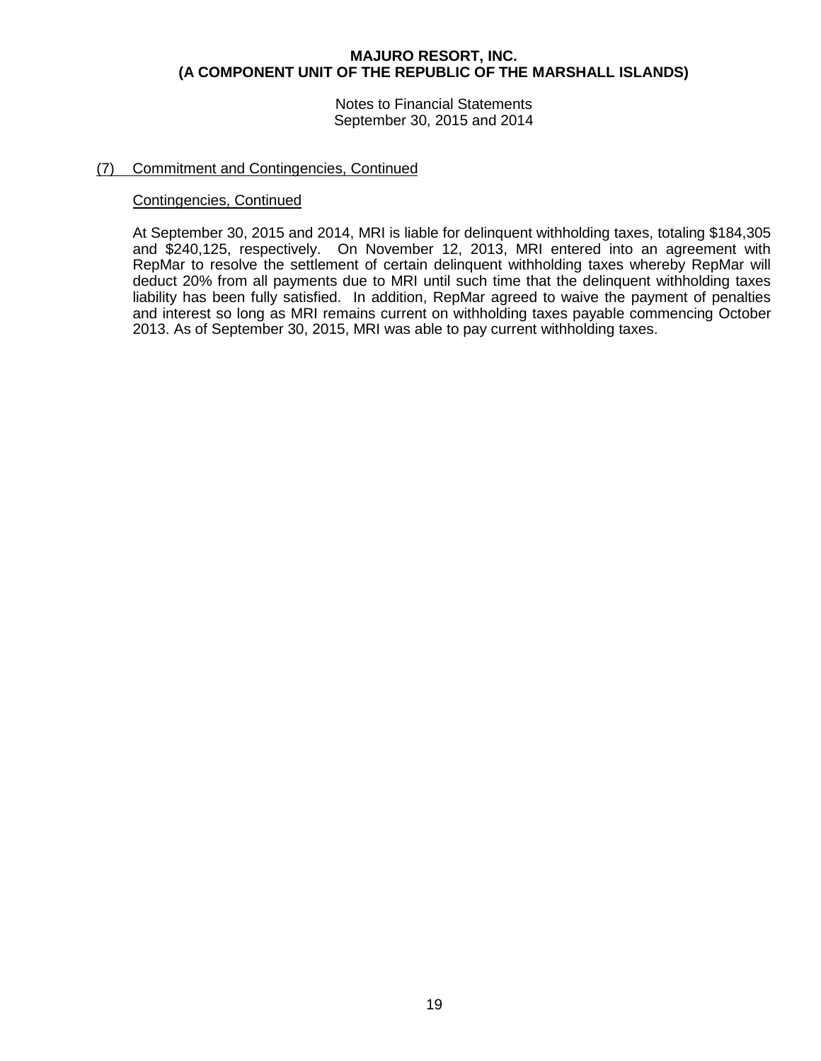**MAJURO RESORT, INC.**
**(A COMPONENT UNIT OF THE REPUBLIC OF THE MARSHALL ISLANDS)**

Notes to Financial Statements
September 30, 2015 and 2014

## (7) Commitment and Contingencies, Continued

### Contingencies, Continued

At September 30, 2015 and 2014, MRI is liable for delinquent withholding taxes, totaling $184,305 and $240,125, respectively. On November 12, 2013, MRI entered into an agreement with RepMar to resolve the settlement of certain delinquent withholding taxes whereby RepMar will deduct 20% from all payments due to MRI until such time that the delinquent withholding taxes liability has been fully satisfied. In addition, RepMar agreed to waive the payment of penalties and interest so long as MRI remains current on withholding taxes payable commencing October 2013. As of September 30, 2015, MRI was able to pay current withholding taxes.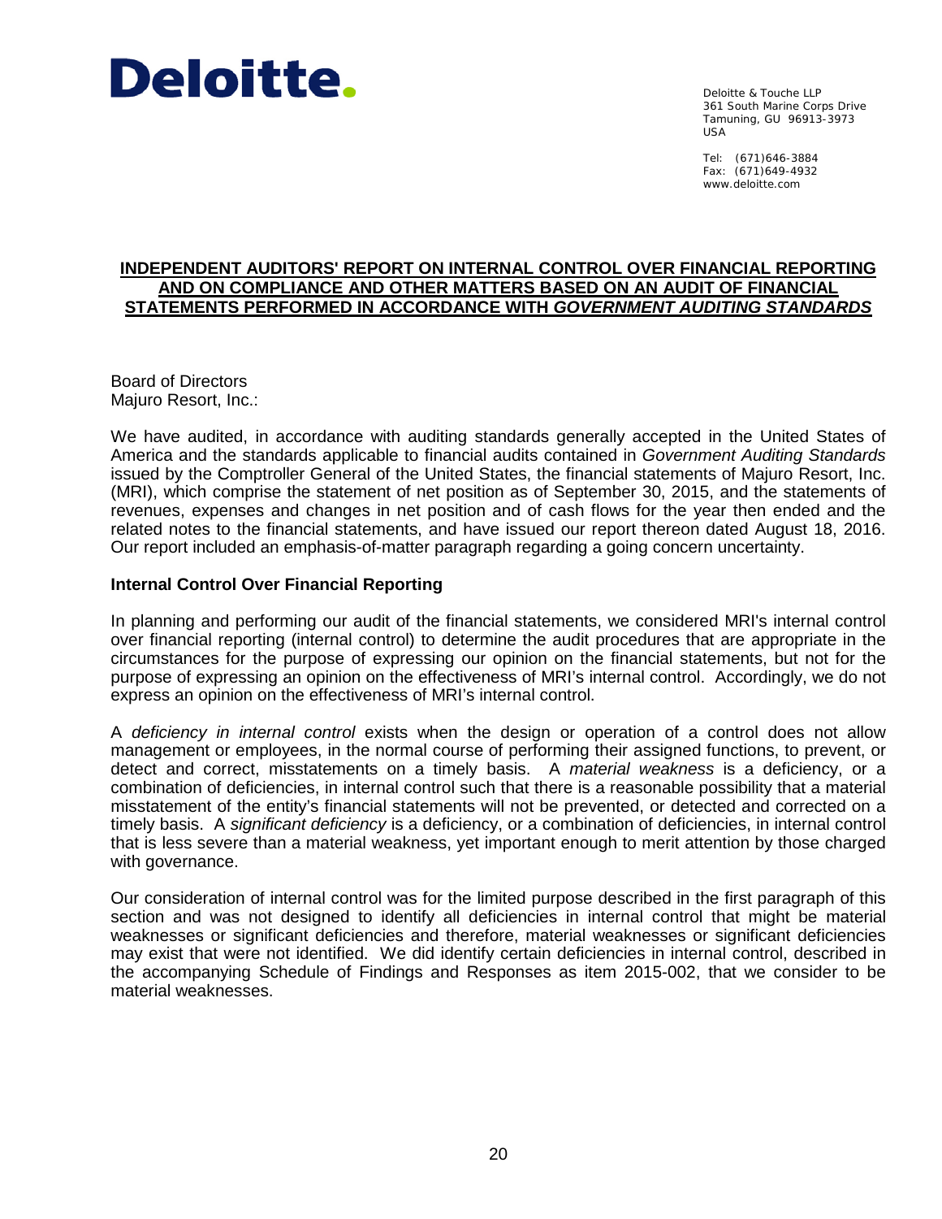**Deloitte.**

Deloitte & Touche LLP
361 South Marine Corps Drive
Tamuning, GU 96913-3973
USA

Tel: (671)646-3884
Fax: (671)649-4932
www.deloitte.com

## INDEPENDENT AUDITORS' REPORT ON INTERNAL CONTROL OVER FINANCIAL REPORTING AND ON COMPLIANCE AND OTHER MATTERS BASED ON AN AUDIT OF FINANCIAL STATEMENTS PERFORMED IN ACCORDANCE WITH *GOVERNMENT AUDITING STANDARDS*

Board of Directors
Majuro Resort, Inc.:

We have audited, in accordance with auditing standards generally accepted in the United States of America and the standards applicable to financial audits contained in *Government Auditing Standards* issued by the Comptroller General of the United States, the financial statements of Majuro Resort, Inc. (MRI), which comprise the statement of net position as of September 30, 2015, and the statements of revenues, expenses and changes in net position and of cash flows for the year then ended and the related notes to the financial statements, and have issued our report thereon dated August 18, 2016. Our report included an emphasis-of-matter paragraph regarding a going concern uncertainty.

### Internal Control Over Financial Reporting

In planning and performing our audit of the financial statements, we considered MRI's internal control over financial reporting (internal control) to determine the audit procedures that are appropriate in the circumstances for the purpose of expressing our opinion on the financial statements, but not for the purpose of expressing an opinion on the effectiveness of MRI's internal control. Accordingly, we do not express an opinion on the effectiveness of MRI's internal control.

A *deficiency in internal control* exists when the design or operation of a control does not allow management or employees, in the normal course of performing their assigned functions, to prevent, or detect and correct, misstatements on a timely basis. A *material weakness* is a deficiency, or a combination of deficiencies, in internal control such that there is a reasonable possibility that a material misstatement of the entity's financial statements will not be prevented, or detected and corrected on a timely basis. A *significant deficiency* is a deficiency, or a combination of deficiencies, in internal control that is less severe than a material weakness, yet important enough to merit attention by those charged with governance.

Our consideration of internal control was for the limited purpose described in the first paragraph of this section and was not designed to identify all deficiencies in internal control that might be material weaknesses or significant deficiencies and therefore, material weaknesses or significant deficiencies may exist that were not identified. We did identify certain deficiencies in internal control, described in the accompanying Schedule of Findings and Responses as item 2015-002, that we consider to be material weaknesses.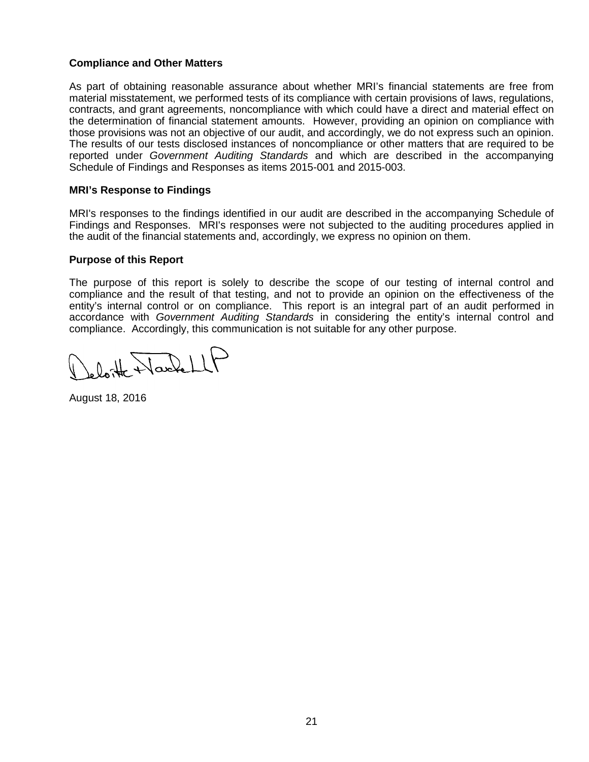**Compliance and Other Matters**

As part of obtaining reasonable assurance about whether MRI's financial statements are free from material misstatement, we performed tests of its compliance with certain provisions of laws, regulations, contracts, and grant agreements, noncompliance with which could have a direct and material effect on the determination of financial statement amounts. However, providing an opinion on compliance with those provisions was not an objective of our audit, and accordingly, we do not express such an opinion. The results of our tests disclosed instances of noncompliance or other matters that are required to be reported under *Government Auditing Standards* and which are described in the accompanying Schedule of Findings and Responses as items 2015-001 and 2015-003.

**MRI's Response to Findings**

MRI's responses to the findings identified in our audit are described in the accompanying Schedule of Findings and Responses. MRI's responses were not subjected to the auditing procedures applied in the audit of the financial statements and, accordingly, we express no opinion on them.

**Purpose of this Report**

The purpose of this report is solely to describe the scope of our testing of internal control and compliance and the result of that testing, and not to provide an opinion on the effectiveness of the entity's internal control or on compliance. This report is an integral part of an audit performed in accordance with *Government Auditing Standards* in considering the entity's internal control and compliance. Accordingly, this communication is not suitable for any other purpose.

Deloitte & Touche LLP

August 18, 2016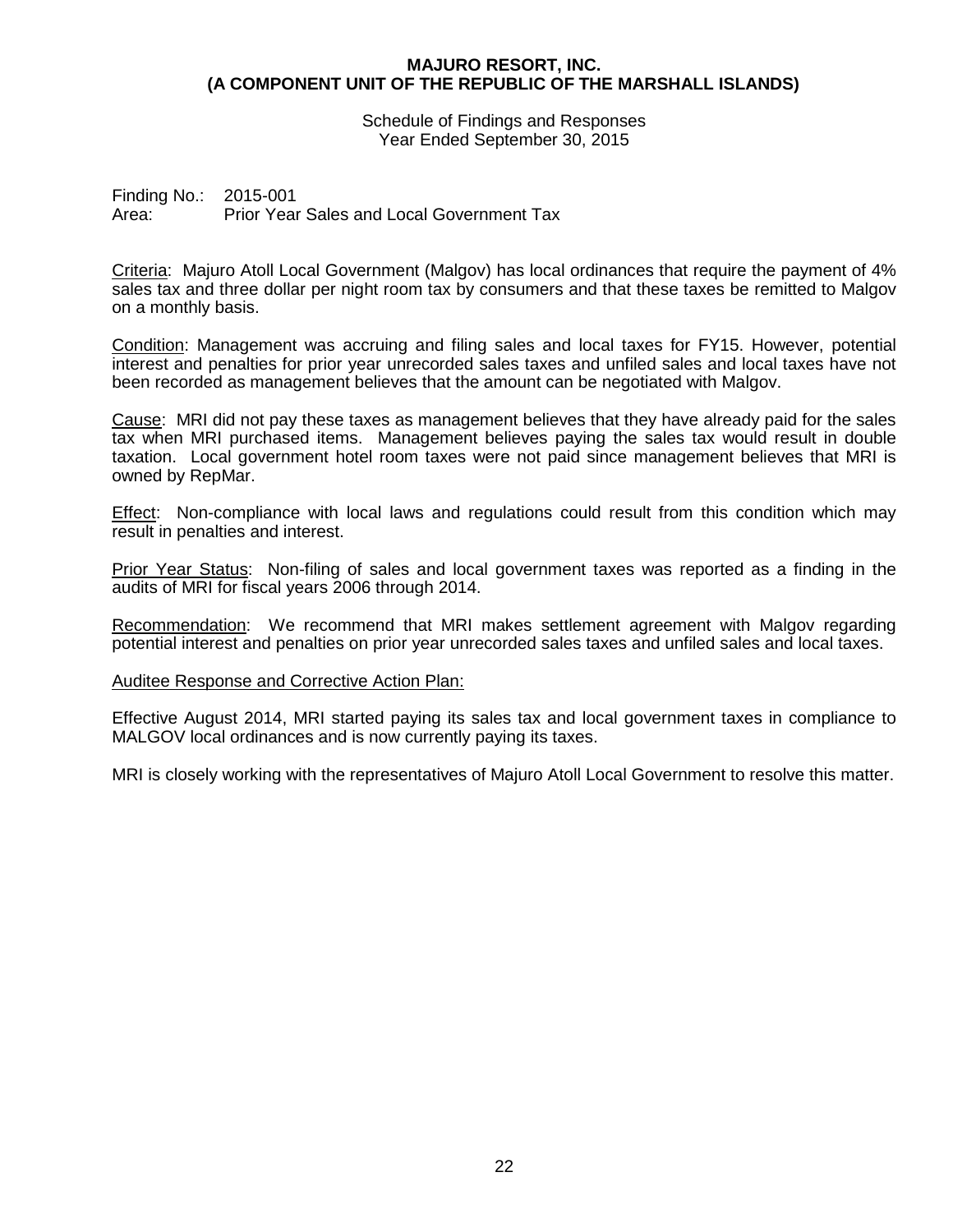**MAJURO RESORT, INC.**
**(A COMPONENT UNIT OF THE REPUBLIC OF THE MARSHALL ISLANDS)**

Schedule of Findings and Responses
Year Ended September 30, 2015

Finding No.: 2015-001
Area: Prior Year Sales and Local Government Tax

Criteria: Majuro Atoll Local Government (Malgov) has local ordinances that require the payment of 4% sales tax and three dollar per night room tax by consumers and that these taxes be remitted to Malgov on a monthly basis.

Condition: Management was accruing and filing sales and local taxes for FY15. However, potential interest and penalties for prior year unrecorded sales taxes and unfiled sales and local taxes have not been recorded as management believes that the amount can be negotiated with Malgov.

Cause: MRI did not pay these taxes as management believes that they have already paid for the sales tax when MRI purchased items. Management believes paying the sales tax would result in double taxation. Local government hotel room taxes were not paid since management believes that MRI is owned by RepMar.

Effect: Non-compliance with local laws and regulations could result from this condition which may result in penalties and interest.

Prior Year Status: Non-filing of sales and local government taxes was reported as a finding in the audits of MRI for fiscal years 2006 through 2014.

Recommendation: We recommend that MRI makes settlement agreement with Malgov regarding potential interest and penalties on prior year unrecorded sales taxes and unfiled sales and local taxes.

Auditee Response and Corrective Action Plan:

Effective August 2014, MRI started paying its sales tax and local government taxes in compliance to MALGOV local ordinances and is now currently paying its taxes.

MRI is closely working with the representatives of Majuro Atoll Local Government to resolve this matter.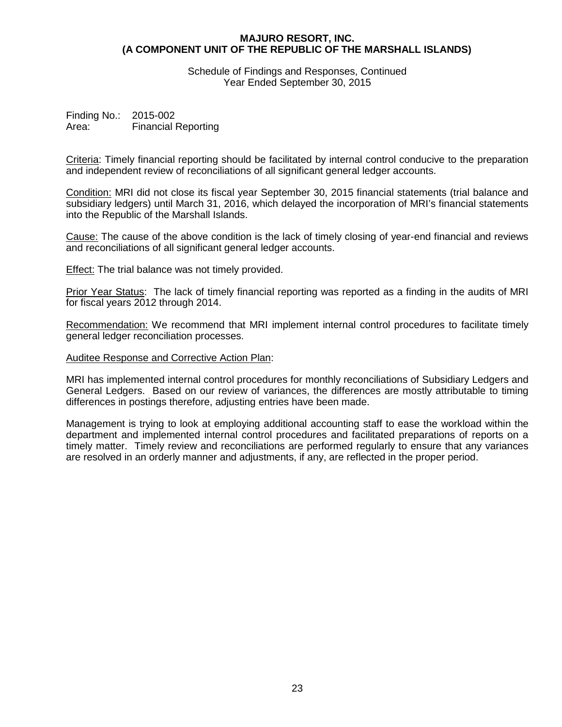**MAJURO RESORT, INC.**
**(A COMPONENT UNIT OF THE REPUBLIC OF THE MARSHALL ISLANDS)**

Schedule of Findings and Responses, Continued
Year Ended September 30, 2015

Finding No.: 2015-002
Area: Financial Reporting

<u>Criteria</u>: Timely financial reporting should be facilitated by internal control conducive to the preparation and independent review of reconciliations of all significant general ledger accounts.

<u>Condition:</u> MRI did not close its fiscal year September 30, 2015 financial statements (trial balance and subsidiary ledgers) until March 31, 2016, which delayed the incorporation of MRI's financial statements into the Republic of the Marshall Islands.

<u>Cause:</u> The cause of the above condition is the lack of timely closing of year-end financial and reviews and reconciliations of all significant general ledger accounts.

<u>Effect:</u> The trial balance was not timely provided.

<u>Prior Year Status</u>: The lack of timely financial reporting was reported as a finding in the audits of MRI for fiscal years 2012 through 2014.

<u>Recommendation:</u> We recommend that MRI implement internal control procedures to facilitate timely general ledger reconciliation processes.

<u>Auditee Response and Corrective Action Plan</u>:

MRI has implemented internal control procedures for monthly reconciliations of Subsidiary Ledgers and General Ledgers. Based on our review of variances, the differences are mostly attributable to timing differences in postings therefore, adjusting entries have been made.

Management is trying to look at employing additional accounting staff to ease the workload within the department and implemented internal control procedures and facilitated preparations of reports on a timely matter. Timely review and reconciliations are performed regularly to ensure that any variances are resolved in an orderly manner and adjustments, if any, are reflected in the proper period.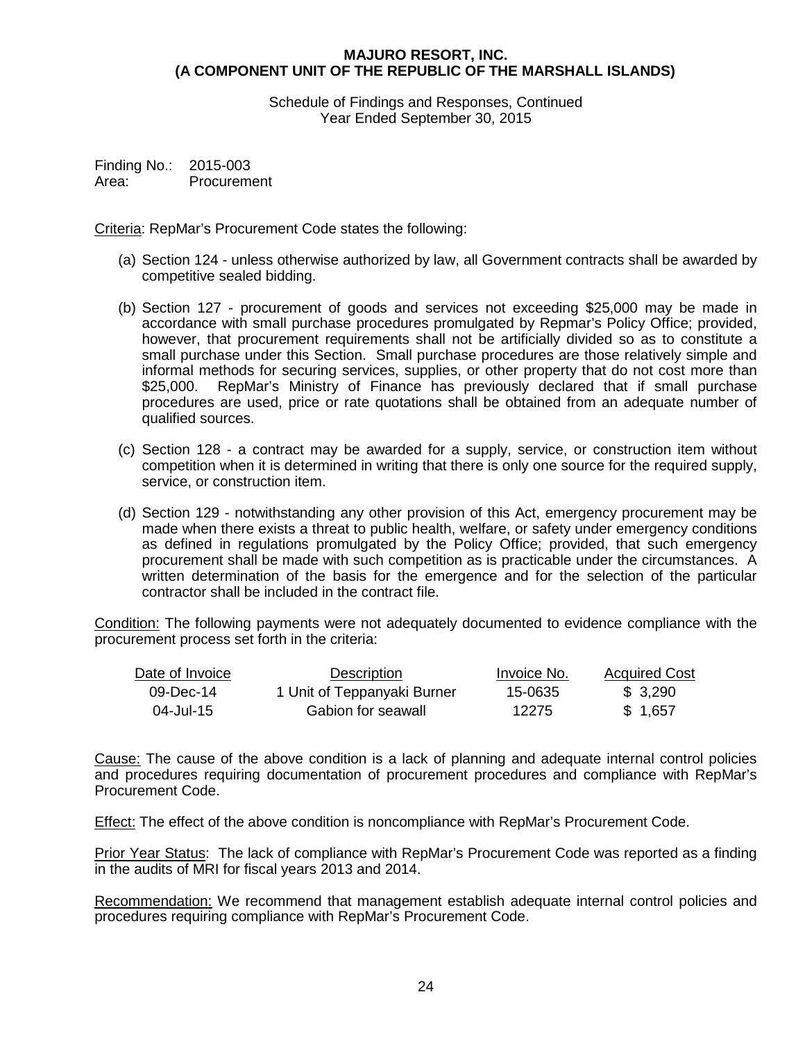**MAJURO RESORT, INC.**
**(A COMPONENT UNIT OF THE REPUBLIC OF THE MARSHALL ISLANDS)**

Schedule of Findings and Responses, Continued
Year Ended September 30, 2015

Finding No.: 2015-003
Area: Procurement

Criteria: RepMar's Procurement Code states the following:

(a) Section 124 - unless otherwise authorized by law, all Government contracts shall be awarded by competitive sealed bidding.

(b) Section 127 - procurement of goods and services not exceeding $25,000 may be made in accordance with small purchase procedures promulgated by Repmar's Policy Office; provided, however, that procurement requirements shall not be artificially divided so as to constitute a small purchase under this Section. Small purchase procedures are those relatively simple and informal methods for securing services, supplies, or other property that do not cost more than $25,000. RepMar's Ministry of Finance has previously declared that if small purchase procedures are used, price or rate quotations shall be obtained from an adequate number of qualified sources.

(c) Section 128 - a contract may be awarded for a supply, service, or construction item without competition when it is determined in writing that there is only one source for the required supply, service, or construction item.

(d) Section 129 - notwithstanding any other provision of this Act, emergency procurement may be made when there exists a threat to public health, welfare, or safety under emergency conditions as defined in regulations promulgated by the Policy Office; provided, that such emergency procurement shall be made with such competition as is practicable under the circumstances. A written determination of the basis for the emergence and for the selection of the particular contractor shall be included in the contract file.

Condition: The following payments were not adequately documented to evidence compliance with the procurement process set forth in the criteria:

| Date of Invoice | Description | Invoice No. | Acquired Cost |
|---|---|---|---|
| 09-Dec-14 | 1 Unit of Teppanyaki Burner | 15-0635 | $ 3,290 |
| 04-Jul-15 | Gabion for seawall | 12275 | $ 1,657 |

Cause: The cause of the above condition is a lack of planning and adequate internal control policies and procedures requiring documentation of procurement procedures and compliance with RepMar's Procurement Code.

Effect: The effect of the above condition is noncompliance with RepMar's Procurement Code.

Prior Year Status: The lack of compliance with RepMar's Procurement Code was reported as a finding in the audits of MRI for fiscal years 2013 and 2014.

Recommendation: We recommend that management establish adequate internal control policies and procedures requiring compliance with RepMar's Procurement Code.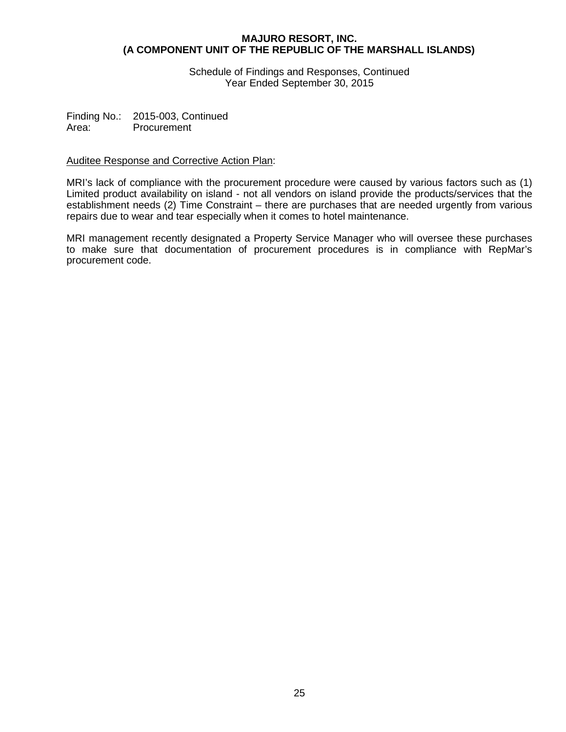**MAJURO RESORT, INC.**
**(A COMPONENT UNIT OF THE REPUBLIC OF THE MARSHALL ISLANDS)**

Schedule of Findings and Responses, Continued
Year Ended September 30, 2015

Finding No.: 2015-003, Continued
Area: Procurement

Auditee Response and Corrective Action Plan:

MRI's lack of compliance with the procurement procedure were caused by various factors such as (1) Limited product availability on island - not all vendors on island provide the products/services that the establishment needs (2) Time Constraint – there are purchases that are needed urgently from various repairs due to wear and tear especially when it comes to hotel maintenance.

MRI management recently designated a Property Service Manager who will oversee these purchases to make sure that documentation of procurement procedures is in compliance with RepMar's procurement code.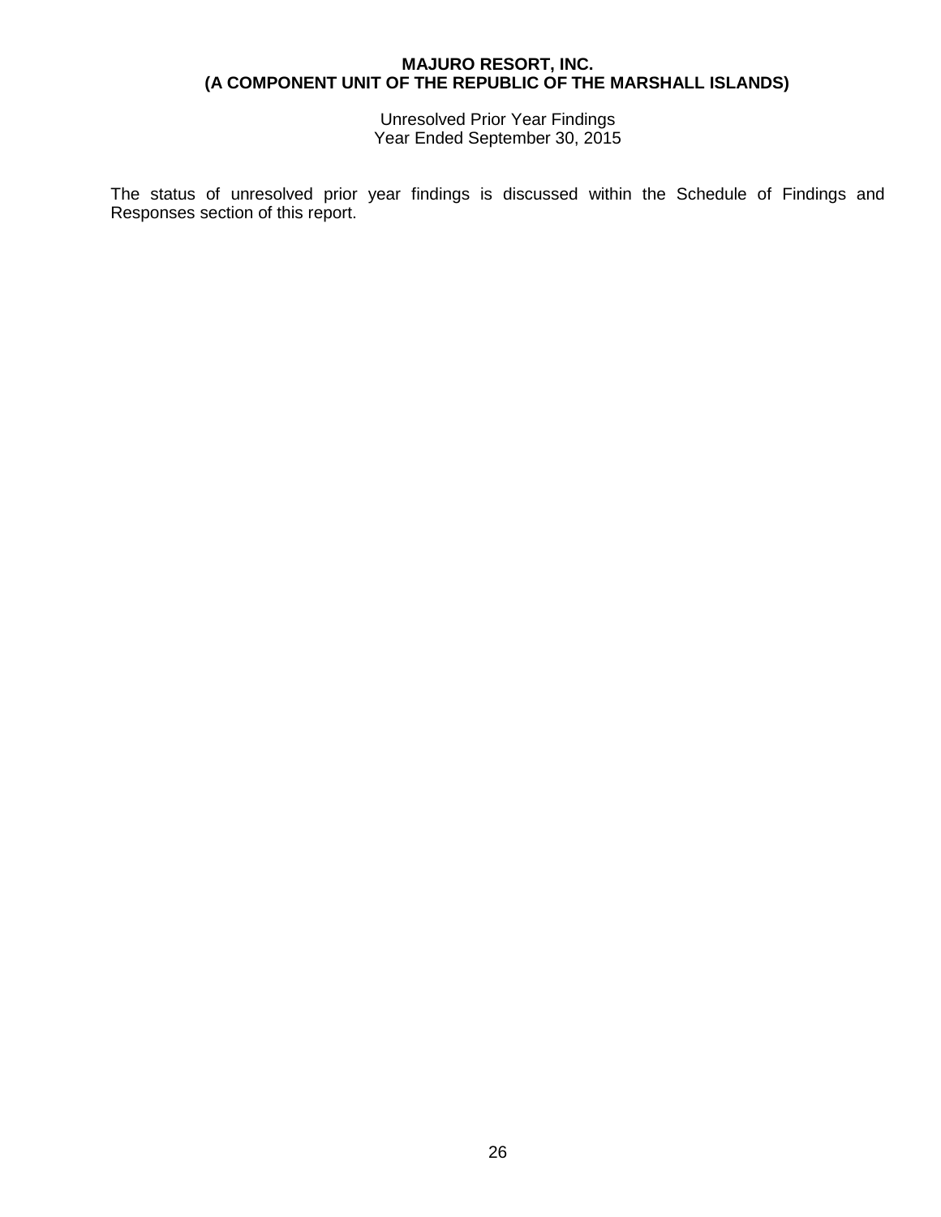**MAJURO RESORT, INC.**
**(A COMPONENT UNIT OF THE REPUBLIC OF THE MARSHALL ISLANDS)**

Unresolved Prior Year Findings
Year Ended September 30, 2015

The status of unresolved prior year findings is discussed within the Schedule of Findings and Responses section of this report.